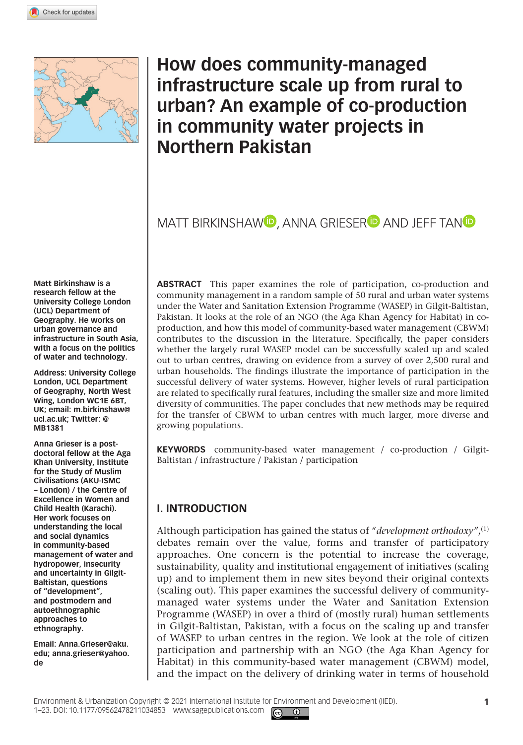# How does community-managed infrastructure scale up from rural to urban? An example of co-production in community water projects in Northern Pakistan

MATT BIRKINSHAW, ANNA GRIESER AND JEFF TAN

**Matt Birkinshaw is a research fellow at the University College London (UCL) Department of Geography. He works on urban governance and infrastructure in South Asia, with a focus on the politics of water and technology.**

**Address: University College London, UCL Department of Geography, North West Wing, London WC1E 6BT, UK; email: m.birkinshaw@ucl.ac.uk; Twitter: @MB1381**

**Anna Grieser is a post-doctoral fellow at the Aga Khan University, Institute for the Study of Muslim Civilisations (AKU-ISMC – London) / the Centre of Excellence in Women and Child Health (Karachi). Her work focuses on understanding the local and social dynamics in community-based management of water and hydropower, insecurity and uncertainty in Gilgit-Baltistan, questions of "development", and postmodern and autoethnographic approaches to ethnography.**

**Email: Anna.Grieser@aku.edu; anna.grieser@yahoo.de**

**ABSTRACT** This paper examines the role of participation, co-production and community management in a random sample of 50 rural and urban water systems under the Water and Sanitation Extension Programme (WASEP) in Gilgit-Baltistan, Pakistan. It looks at the role of an NGO (the Aga Khan Agency for Habitat) in co-production, and how this model of community-based water management (CBWM) contributes to the discussion in the literature. Specifically, the paper considers whether the largely rural WASEP model can be successfully scaled up and scaled out to urban centres, drawing on evidence from a survey of over 2,500 rural and urban households. The findings illustrate the importance of participation in the successful delivery of water systems. However, higher levels of rural participation are related to specifically rural features, including the smaller size and more limited diversity of communities. The paper concludes that new methods may be required for the transfer of CBWM to urban centres with much larger, more diverse and growing populations.

**KEYWORDS** community-based water management / co-production / Gilgit-Baltistan / infrastructure / Pakistan / participation

## I. INTRODUCTION

Although participation has gained the status of *"development orthodoxy"*,[1] debates remain over the value, forms and transfer of participatory approaches. One concern is the potential to increase the coverage, sustainability, quality and institutional engagement of initiatives (scaling up) and to implement them in new sites beyond their original contexts (scaling out). This paper examines the successful delivery of community-managed water systems under the Water and Sanitation Extension Programme (WASEP) in over a third of (mostly rural) human settlements in Gilgit-Baltistan, Pakistan, with a focus on the scaling up and transfer of WASEP to urban centres in the region. We look at the role of citizen participation and partnership with an NGO (the Aga Khan Agency for Habitat) in this community-based water management (CBWM) model, and the impact on the delivery of drinking water in terms of household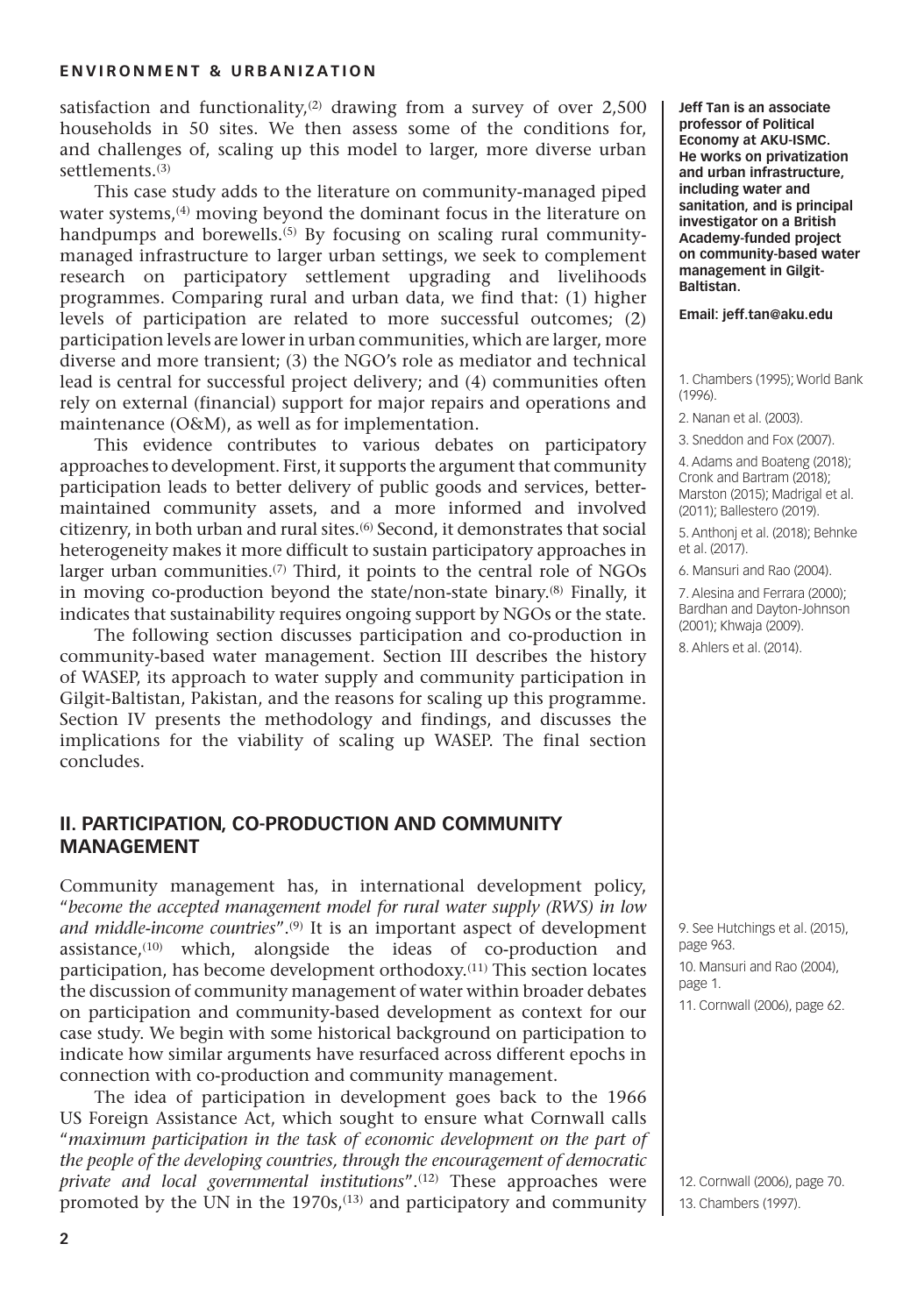satisfaction and functionality,[2] drawing from a survey of over 2,500 households in 50 sites. We then assess some of the conditions for, and challenges of, scaling up this model to larger, more diverse urban settlements.[3]

This case study adds to the literature on community-managed piped water systems,[4] moving beyond the dominant focus in the literature on handpumps and borewells.[5] By focusing on scaling rural community-managed infrastructure to larger urban settings, we seek to complement research on participatory settlement upgrading and livelihoods programmes. Comparing rural and urban data, we find that: (1) higher levels of participation are related to more successful outcomes; (2) participation levels are lower in urban communities, which are larger, more diverse and more transient; (3) the NGO's role as mediator and technical lead is central for successful project delivery; and (4) communities often rely on external (financial) support for major repairs and operations and maintenance (O&M), as well as for implementation.

This evidence contributes to various debates on participatory approaches to development. First, it supports the argument that community participation leads to better delivery of public goods and services, better-maintained community assets, and a more informed and involved citizenry, in both urban and rural sites.[6] Second, it demonstrates that social heterogeneity makes it more difficult to sustain participatory approaches in larger urban communities.[7] Third, it points to the central role of NGOs in moving co-production beyond the state/non-state binary.[8] Finally, it indicates that sustainability requires ongoing support by NGOs or the state.

The following section discusses participation and co-production in community-based water management. Section III describes the history of WASEP, its approach to water supply and community participation in Gilgit-Baltistan, Pakistan, and the reasons for scaling up this programme. Section IV presents the methodology and findings, and discusses the implications for the viability of scaling up WASEP. The final section concludes.

## II. PARTICIPATION, CO-PRODUCTION AND COMMUNITY MANAGEMENT

Community management has, in international development policy, "*become the accepted management model for rural water supply (RWS) in low and middle-income countries*".[9] It is an important aspect of development assistance,[10] which, alongside the ideas of co-production and participation, has become development orthodoxy.[11] This section locates the discussion of community management of water within broader debates on participation and community-based development as context for our case study. We begin with some historical background on participation to indicate how similar arguments have resurfaced across different epochs in connection with co-production and community management.

The idea of participation in development goes back to the 1966 US Foreign Assistance Act, which sought to ensure what Cornwall calls "*maximum participation in the task of economic development on the part of the people of the developing countries, through the encouragement of democratic private and local governmental institutions*".[12] These approaches were promoted by the UN in the 1970s,[13] and participatory and community

**Jeff Tan is an associate professor of Political Economy at AKU-ISMC. He works on privatization and urban infrastructure, including water and sanitation, and is principal investigator on a British Academy-funded project on community-based water management in Gilgit-Baltistan.**

**Email: jeff.tan@aku.edu**

1. Chambers (1995); World Bank (1996).
2. Nanan et al. (2003).
3. Sneddon and Fox (2007).
4. Adams and Boateng (2018); Cronk and Bartram (2018); Marston (2015); Madrigal et al. (2011); Ballestero (2019).
5. Anthonj et al. (2018); Behnke et al. (2017).
6. Mansuri and Rao (2004).
7. Alesina and Ferrara (2000); Bardhan and Dayton-Johnson (2001); Khwaja (2009).
8. Ahlers et al. (2014).
9. See Hutchings et al. (2015), page 963.
10. Mansuri and Rao (2004), page 1.
11. Cornwall (2006), page 62.
12. Cornwall (2006), page 70.
13. Chambers (1997).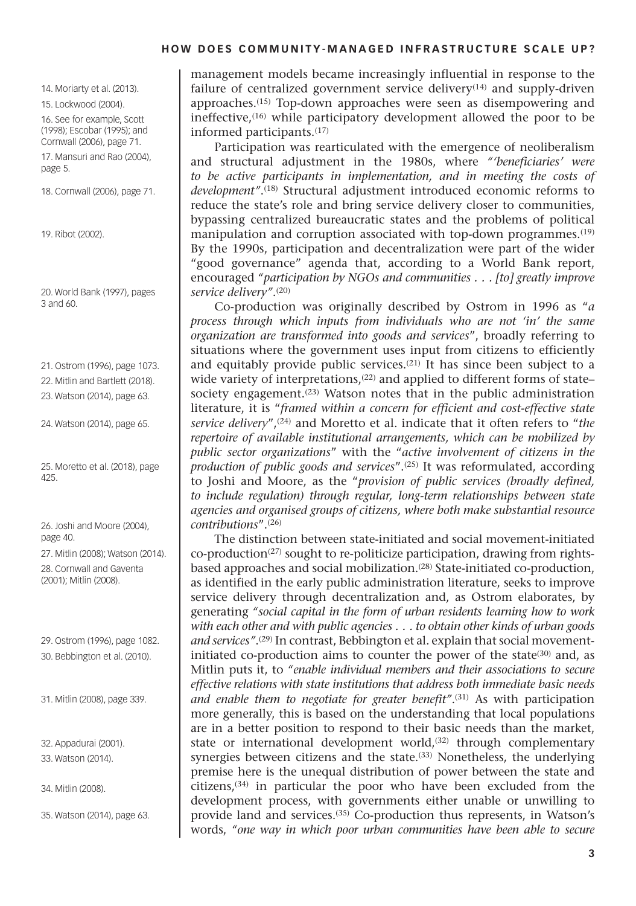management models became increasingly influential in response to the failure of centralized government service delivery[14] and supply-driven approaches.[15] Top-down approaches were seen as disempowering and ineffective,[16] while participatory development allowed the poor to be informed participants.[17]

Participation was rearticulated with the emergence of neoliberalism and structural adjustment in the 1980s, where *"'beneficiaries' were to be active participants in implementation, and in meeting the costs of development"*.[18] Structural adjustment introduced economic reforms to reduce the state's role and bring service delivery closer to communities, bypassing centralized bureaucratic states and the problems of political manipulation and corruption associated with top-down programmes.[19] By the 1990s, participation and decentralization were part of the wider "good governance" agenda that, according to a World Bank report, encouraged *"participation by NGOs and communities . . . [to] greatly improve service delivery"*.[20]

Co-production was originally described by Ostrom in 1996 as "*a process through which inputs from individuals who are not 'in' the same organization are transformed into goods and services*", broadly referring to situations where the government uses input from citizens to efficiently and equitably provide public services.[21] It has since been subject to a wide variety of interpretations,[22] and applied to different forms of state–society engagement.[23] Watson notes that in the public administration literature, it is "*framed within a concern for efficient and cost-effective state service delivery*",[24] and Moretto et al. indicate that it often refers to "*the repertoire of available institutional arrangements, which can be mobilized by public sector organizations*" with the "*active involvement of citizens in the production of public goods and services*".[25] It was reformulated, according to Joshi and Moore, as the "*provision of public services (broadly defined, to include regulation) through regular, long-term relationships between state agencies and organised groups of citizens, where both make substantial resource contributions*".[26]

The distinction between state-initiated and social movement-initiated co-production[27] sought to re-politicize participation, drawing from rights-based approaches and social mobilization.[28] State-initiated co-production, as identified in the early public administration literature, seeks to improve service delivery through decentralization and, as Ostrom elaborates, by generating *"social capital in the form of urban residents learning how to work with each other and with public agencies . . . to obtain other kinds of urban goods and services"*.[29] In contrast, Bebbington et al. explain that social movement-initiated co-production aims to counter the power of the state[30] and, as Mitlin puts it, to *"enable individual members and their associations to secure effective relations with state institutions that address both immediate basic needs and enable them to negotiate for greater benefit"*.[31] As with participation more generally, this is based on the understanding that local populations are in a better position to respond to their basic needs than the market, state or international development world,[32] through complementary synergies between citizens and the state.[33] Nonetheless, the underlying premise here is the unequal distribution of power between the state and citizens,[34] in particular the poor who have been excluded from the development process, with governments either unable or unwilling to provide land and services.[35] Co-production thus represents, in Watson's words, *"one way in which poor urban communities have been able to secure*

14. Moriarty et al. (2013).

15. Lockwood (2004).

16. See for example, Scott (1998); Escobar (1995); and Cornwall (2006), page 71.

17. Mansuri and Rao (2004), page 5.

18. Cornwall (2006), page 71.

19. Ribot (2002).

20. World Bank (1997), pages 3 and 60.

21. Ostrom (1996), page 1073.

22. Mitlin and Bartlett (2018).

23. Watson (2014), page 63.

24. Watson (2014), page 65.

25. Moretto et al. (2018), page 425.

26. Joshi and Moore (2004), page 40.

27. Mitlin (2008); Watson (2014).

28. Cornwall and Gaventa (2001); Mitlin (2008).

29. Ostrom (1996), page 1082.

30. Bebbington et al. (2010).

31. Mitlin (2008), page 339.

32. Appadurai (2001).

33. Watson (2014).

34. Mitlin (2008).

35. Watson (2014), page 63.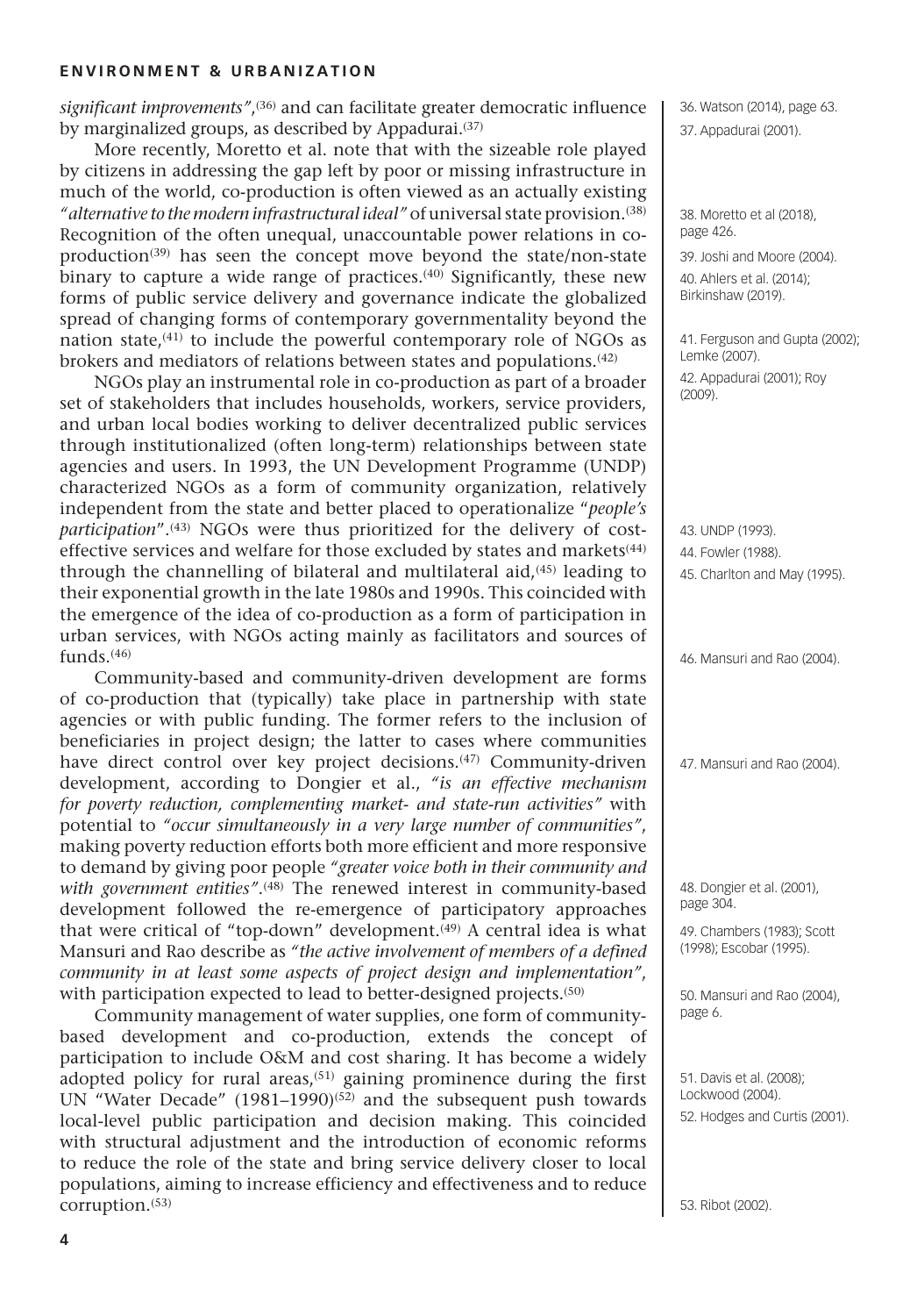*significant improvements"*,[36] and can facilitate greater democratic influence by marginalized groups, as described by Appadurai.[37]

More recently, Moretto et al. note that with the sizeable role played by citizens in addressing the gap left by poor or missing infrastructure in much of the world, co-production is often viewed as an actually existing *"alternative to the modern infrastructural ideal"* of universal state provision.[38] Recognition of the often unequal, unaccountable power relations in co-production[39] has seen the concept move beyond the state/non-state binary to capture a wide range of practices.[40] Significantly, these new forms of public service delivery and governance indicate the globalized spread of changing forms of contemporary governmentality beyond the nation state,[41] to include the powerful contemporary role of NGOs as brokers and mediators of relations between states and populations.[42]

NGOs play an instrumental role in co-production as part of a broader set of stakeholders that includes households, workers, service providers, and urban local bodies working to deliver decentralized public services through institutionalized (often long-term) relationships between state agencies and users. In 1993, the UN Development Programme (UNDP) characterized NGOs as a form of community organization, relatively independent from the state and better placed to operationalize "*people's participation*".[43] NGOs were thus prioritized for the delivery of cost-effective services and welfare for those excluded by states and markets[44] through the channelling of bilateral and multilateral aid,[45] leading to their exponential growth in the late 1980s and 1990s. This coincided with the emergence of the idea of co-production as a form of participation in urban services, with NGOs acting mainly as facilitators and sources of funds.[46]

Community-based and community-driven development are forms of co-production that (typically) take place in partnership with state agencies or with public funding. The former refers to the inclusion of beneficiaries in project design; the latter to cases where communities have direct control over key project decisions.[47] Community-driven development, according to Dongier et al., *"is an effective mechanism for poverty reduction, complementing market- and state-run activities"* with potential to *"occur simultaneously in a very large number of communities"*, making poverty reduction efforts both more efficient and more responsive to demand by giving poor people *"greater voice both in their community and with government entities"*.[48] The renewed interest in community-based development followed the re-emergence of participatory approaches that were critical of "top-down" development.[49] A central idea is what Mansuri and Rao describe as *"the active involvement of members of a defined community in at least some aspects of project design and implementation"*, with participation expected to lead to better-designed projects.[50]

Community management of water supplies, one form of community-based development and co-production, extends the concept of participation to include O&M and cost sharing. It has become a widely adopted policy for rural areas,[51] gaining prominence during the first UN "Water Decade" (1981–1990)[52] and the subsequent push towards local-level public participation and decision making. This coincided with structural adjustment and the introduction of economic reforms to reduce the role of the state and bring service delivery closer to local populations, aiming to increase efficiency and effectiveness and to reduce corruption.[53]

36. Watson (2014), page 63.
37. Appadurai (2001).
38. Moretto et al (2018), page 426.
39. Joshi and Moore (2004).
40. Ahlers et al. (2014); Birkinshaw (2019).
41. Ferguson and Gupta (2002); Lemke (2007).
42. Appadurai (2001); Roy (2009).
43. UNDP (1993).
44. Fowler (1988).
45. Charlton and May (1995).
46. Mansuri and Rao (2004).
47. Mansuri and Rao (2004).
48. Dongier et al. (2001), page 304.
49. Chambers (1983); Scott (1998); Escobar (1995).
50. Mansuri and Rao (2004), page 6.
51. Davis et al. (2008); Lockwood (2004).
52. Hodges and Curtis (2001).
53. Ribot (2002).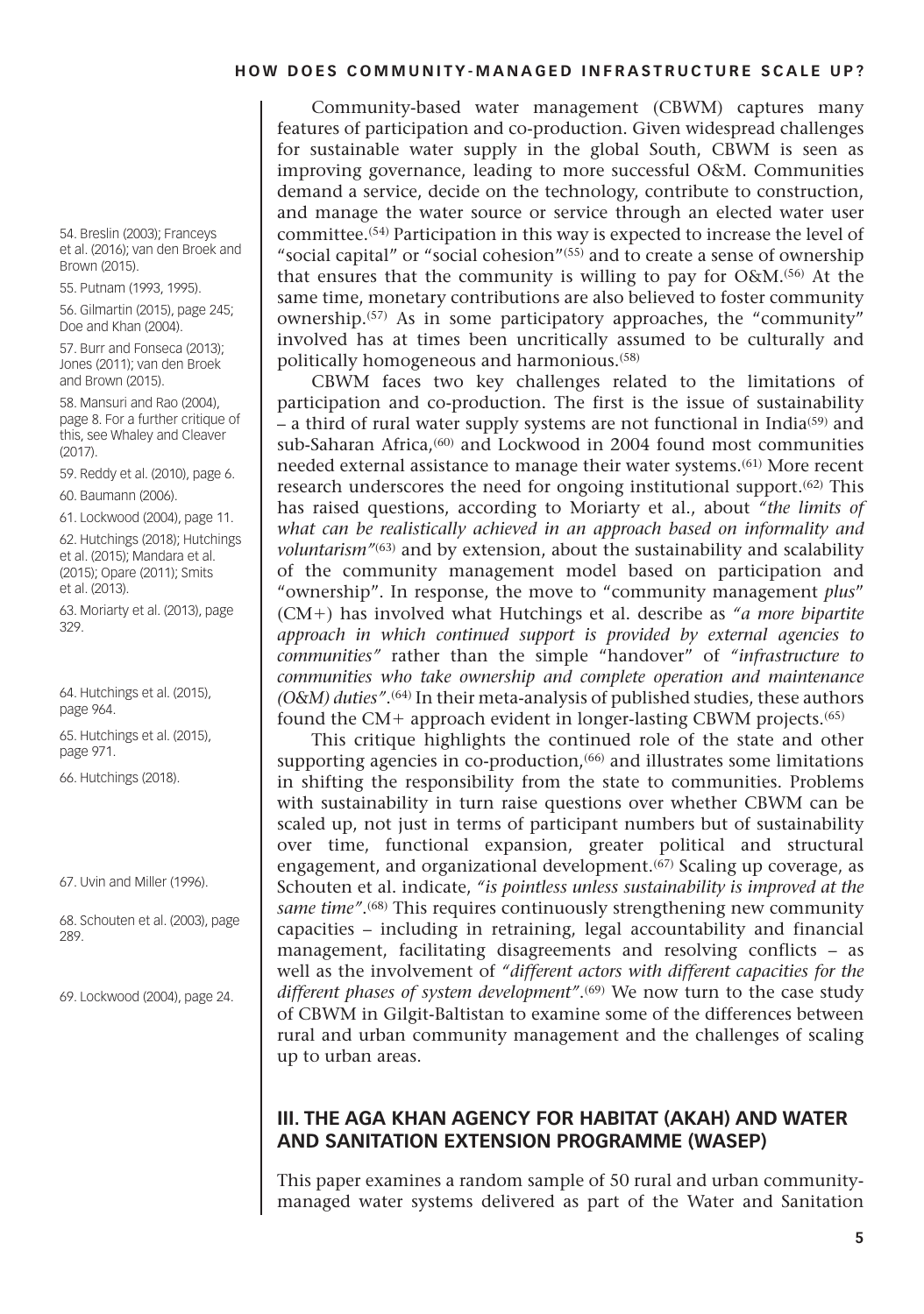Community-based water management (CBWM) captures many features of participation and co-production. Given widespread challenges for sustainable water supply in the global South, CBWM is seen as improving governance, leading to more successful O&M. Communities demand a service, decide on the technology, contribute to construction, and manage the water source or service through an elected water user committee.[54] Participation in this way is expected to increase the level of "social capital" or "social cohesion"[55] and to create a sense of ownership that ensures that the community is willing to pay for O&M.[56] At the same time, monetary contributions are also believed to foster community ownership.[57] As in some participatory approaches, the "community" involved has at times been uncritically assumed to be culturally and politically homogeneous and harmonious.[58]

CBWM faces two key challenges related to the limitations of participation and co-production. The first is the issue of sustainability – a third of rural water supply systems are not functional in India[59] and sub-Saharan Africa,[60] and Lockwood in 2004 found most communities needed external assistance to manage their water systems.[61] More recent research underscores the need for ongoing institutional support.[62] This has raised questions, according to Moriarty et al., about *"the limits of what can be realistically achieved in an approach based on informality and voluntarism"*[63] and by extension, about the sustainability and scalability of the community management model based on participation and "ownership". In response, the move to "community management *plus*" (CM+) has involved what Hutchings et al. describe as *"a more bipartite approach in which continued support is provided by external agencies to communities"* rather than the simple "handover" of *"infrastructure to communities who take ownership and complete operation and maintenance (O&M) duties"*.[64] In their meta-analysis of published studies, these authors found the CM+ approach evident in longer-lasting CBWM projects.[65]

This critique highlights the continued role of the state and other supporting agencies in co-production,[66] and illustrates some limitations in shifting the responsibility from the state to communities. Problems with sustainability in turn raise questions over whether CBWM can be scaled up, not just in terms of participant numbers but of sustainability over time, functional expansion, greater political and structural engagement, and organizational development.[67] Scaling up coverage, as Schouten et al. indicate, *"is pointless unless sustainability is improved at the same time"*.[68] This requires continuously strengthening new community capacities – including in retraining, legal accountability and financial management, facilitating disagreements and resolving conflicts – as well as the involvement of *"different actors with different capacities for the different phases of system development"*.[69] We now turn to the case study of CBWM in Gilgit-Baltistan to examine some of the differences between rural and urban community management and the challenges of scaling up to urban areas.

## III. THE AGA KHAN AGENCY FOR HABITAT (AKAH) AND WATER AND SANITATION EXTENSION PROGRAMME (WASEP)

This paper examines a random sample of 50 rural and urban community-managed water systems delivered as part of the Water and Sanitation

---

54. Breslin (2003); Franceys et al. (2016); van den Broek and Brown (2015).

55. Putnam (1993, 1995).

56. Gilmartin (2015), page 245; Doe and Khan (2004).

57. Burr and Fonseca (2013); Jones (2011); van den Broek and Brown (2015).

58. Mansuri and Rao (2004), page 8. For a further critique of this, see Whaley and Cleaver (2017).

59. Reddy et al. (2010), page 6.

60. Baumann (2006).

61. Lockwood (2004), page 11.

62. Hutchings (2018); Hutchings et al. (2015); Mandara et al. (2015); Opare (2011); Smits et al. (2013).

63. Moriarty et al. (2013), page 329.

64. Hutchings et al. (2015), page 964.

65. Hutchings et al. (2015), page 971.

66. Hutchings (2018).

67. Uvin and Miller (1996).

68. Schouten et al. (2003), page 289.

69. Lockwood (2004), page 24.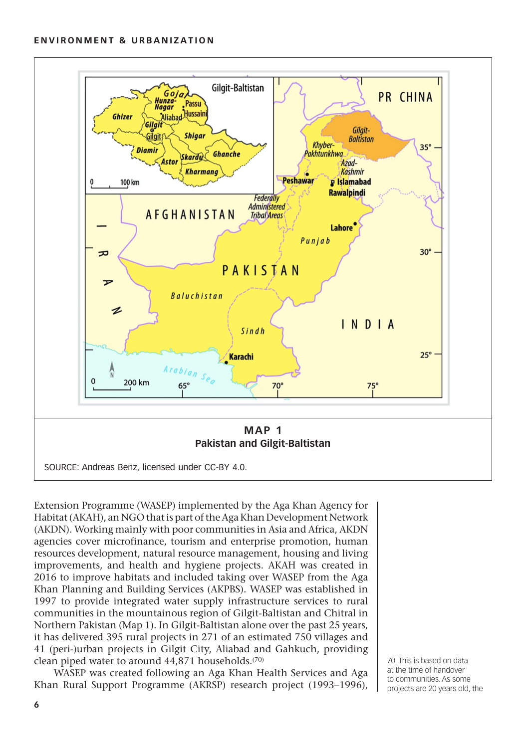**MAP 1**
**Pakistan and Gilgit-Baltistan**

SOURCE: Andreas Benz, licensed under CC-BY 4.0.

Extension Programme (WASEP) implemented by the Aga Khan Agency for Habitat (AKAH), an NGO that is part of the Aga Khan Development Network (AKDN). Working mainly with poor communities in Asia and Africa, AKDN agencies cover microfinance, tourism and enterprise promotion, human resources development, natural resource management, housing and living improvements, and health and hygiene projects. AKAH was created in 2016 to improve habitats and included taking over WASEP from the Aga Khan Planning and Building Services (AKPBS). WASEP was established in 1997 to provide integrated water supply infrastructure services to rural communities in the mountainous region of Gilgit-Baltistan and Chitral in Northern Pakistan (Map 1). In Gilgit-Baltistan alone over the past 25 years, it has delivered 395 rural projects in 271 of an estimated 750 villages and 41 (peri-)urban projects in Gilgit City, Aliabad and Gahkuch, providing clean piped water to around 44,871 households.[70]

WASEP was created following an Aga Khan Health Services and Aga Khan Rural Support Programme (AKRSP) research project (1993–1996),

70. This is based on data at the time of handover to communities. As some projects are 20 years old, the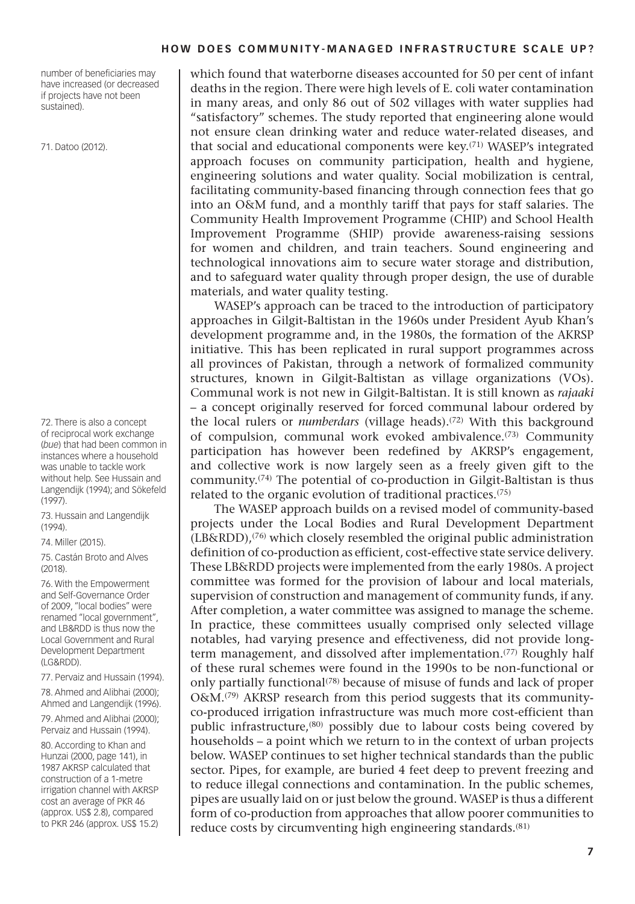number of beneficiaries may have increased (or decreased if projects have not been sustained).

71. Datoo (2012).

which found that waterborne diseases accounted for 50 per cent of infant deaths in the region. There were high levels of E. coli water contamination in many areas, and only 86 out of 502 villages with water supplies had "satisfactory" schemes. The study reported that engineering alone would not ensure clean drinking water and reduce water-related diseases, and that social and educational components were key.[71] WASEP's integrated approach focuses on community participation, health and hygiene, engineering solutions and water quality. Social mobilization is central, facilitating community-based financing through connection fees that go into an O&M fund, and a monthly tariff that pays for staff salaries. The Community Health Improvement Programme (CHIP) and School Health Improvement Programme (SHIP) provide awareness-raising sessions for women and children, and train teachers. Sound engineering and technological innovations aim to secure water storage and distribution, and to safeguard water quality through proper design, the use of durable materials, and water quality testing.

WASEP's approach can be traced to the introduction of participatory approaches in Gilgit-Baltistan in the 1960s under President Ayub Khan's development programme and, in the 1980s, the formation of the AKRSP initiative. This has been replicated in rural support programmes across all provinces of Pakistan, through a network of formalized community structures, known in Gilgit-Baltistan as village organizations (VOs). Communal work is not new in Gilgit-Baltistan. It is still known as *rajaaki* – a concept originally reserved for forced communal labour ordered by the local rulers or *numberdars* (village heads).[72] With this background of compulsion, communal work evoked ambivalence.[73] Community participation has however been redefined by AKRSP's engagement, and collective work is now largely seen as a freely given gift to the community.[74] The potential of co-production in Gilgit-Baltistan is thus related to the organic evolution of traditional practices.[75]

The WASEP approach builds on a revised model of community-based projects under the Local Bodies and Rural Development Department (LB&RDD),[76] which closely resembled the original public administration definition of co-production as efficient, cost-effective state service delivery. These LB&RDD projects were implemented from the early 1980s. A project committee was formed for the provision of labour and local materials, supervision of construction and management of community funds, if any. After completion, a water committee was assigned to manage the scheme. In practice, these committees usually comprised only selected village notables, had varying presence and effectiveness, did not provide long-term management, and dissolved after implementation.[77] Roughly half of these rural schemes were found in the 1990s to be non-functional or only partially functional[78] because of misuse of funds and lack of proper O&M.[79] AKRSP research from this period suggests that its community-co-produced irrigation infrastructure was much more cost-efficient than public infrastructure,[80] possibly due to labour costs being covered by households – a point which we return to in the context of urban projects below. WASEP continues to set higher technical standards than the public sector. Pipes, for example, are buried 4 feet deep to prevent freezing and to reduce illegal connections and contamination. In the public schemes, pipes are usually laid on or just below the ground. WASEP is thus a different form of co-production from approaches that allow poorer communities to reduce costs by circumventing high engineering standards.[81]

72. There is also a concept of reciprocal work exchange (*bue*) that had been common in instances where a household was unable to tackle work without help. See Hussain and Langendijk (1994); and Sökefeld (1997).

73. Hussain and Langendijk (1994).

74. Miller (2015).

75. Castán Broto and Alves (2018).

76. With the Empowerment and Self-Governance Order of 2009, "local bodies" were renamed "local government", and LB&RDD is thus now the Local Government and Rural Development Department (LG&RDD).

77. Pervaiz and Hussain (1994).

78. Ahmed and Alibhai (2000); Ahmed and Langendijk (1996).

79. Ahmed and Alibhai (2000); Pervaiz and Hussain (1994).

80. According to Khan and Hunzai (2000, page 141), in 1987 AKRSP calculated that construction of a 1-metre irrigation channel with AKRSP cost an average of PKR 46 (approx. US$ 2.8), compared to PKR 246 (approx. US$ 15.2)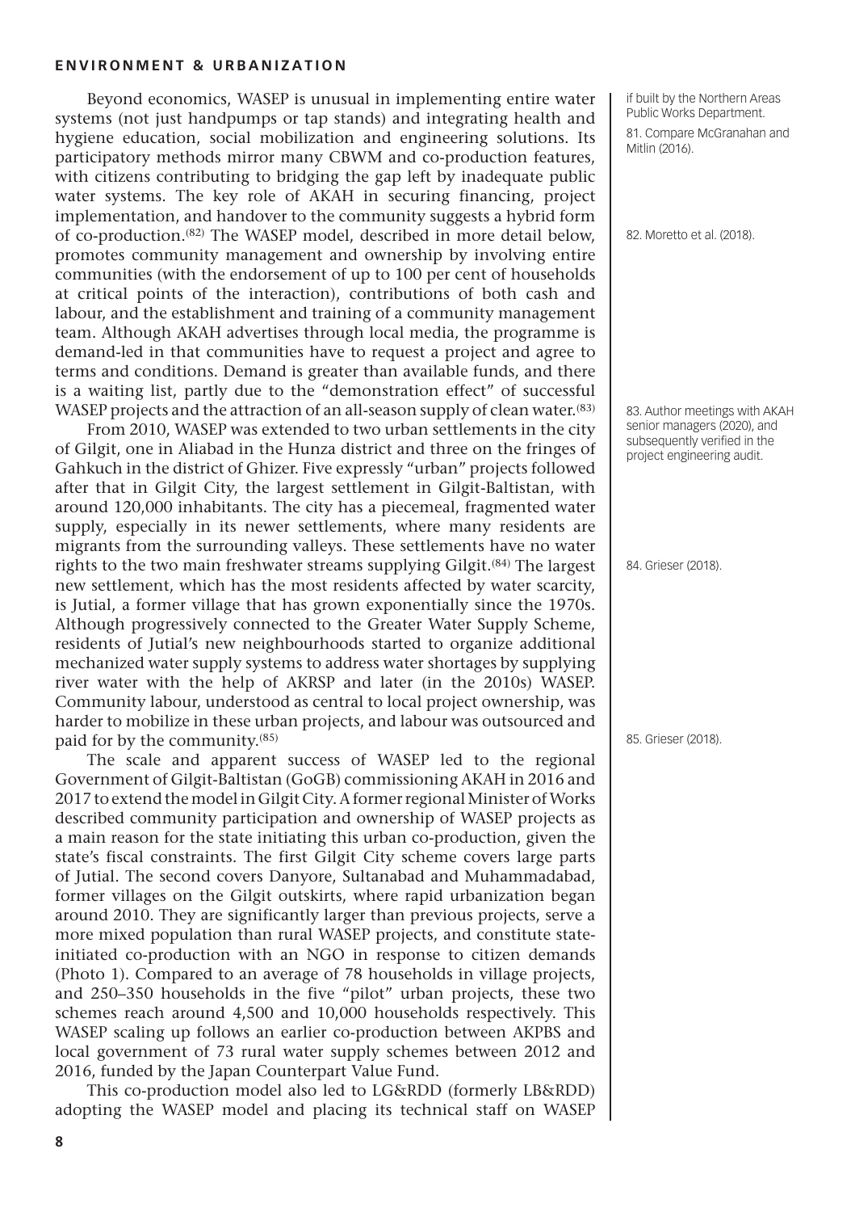Beyond economics, WASEP is unusual in implementing entire water systems (not just handpumps or tap stands) and integrating health and hygiene education, social mobilization and engineering solutions. Its participatory methods mirror many CBWM and co-production features, with citizens contributing to bridging the gap left by inadequate public water systems. The key role of AKAH in securing financing, project implementation, and handover to the community suggests a hybrid form of co-production.[82] The WASEP model, described in more detail below, promotes community management and ownership by involving entire communities (with the endorsement of up to 100 per cent of households at critical points of the interaction), contributions of both cash and labour, and the establishment and training of a community management team. Although AKAH advertises through local media, the programme is demand-led in that communities have to request a project and agree to terms and conditions. Demand is greater than available funds, and there is a waiting list, partly due to the "demonstration effect" of successful WASEP projects and the attraction of an all-season supply of clean water.[83]

From 2010, WASEP was extended to two urban settlements in the city of Gilgit, one in Aliabad in the Hunza district and three on the fringes of Gahkuch in the district of Ghizer. Five expressly "urban" projects followed after that in Gilgit City, the largest settlement in Gilgit-Baltistan, with around 120,000 inhabitants. The city has a piecemeal, fragmented water supply, especially in its newer settlements, where many residents are migrants from the surrounding valleys. These settlements have no water rights to the two main freshwater streams supplying Gilgit.[84] The largest new settlement, which has the most residents affected by water scarcity, is Jutial, a former village that has grown exponentially since the 1970s. Although progressively connected to the Greater Water Supply Scheme, residents of Jutial's new neighbourhoods started to organize additional mechanized water supply systems to address water shortages by supplying river water with the help of AKRSP and later (in the 2010s) WASEP. Community labour, understood as central to local project ownership, was harder to mobilize in these urban projects, and labour was outsourced and paid for by the community.[85]

The scale and apparent success of WASEP led to the regional Government of Gilgit-Baltistan (GoGB) commissioning AKAH in 2016 and 2017 to extend the model in Gilgit City. A former regional Minister of Works described community participation and ownership of WASEP projects as a main reason for the state initiating this urban co-production, given the state's fiscal constraints. The first Gilgit City scheme covers large parts of Jutial. The second covers Danyore, Sultanabad and Muhammadabad, former villages on the Gilgit outskirts, where rapid urbanization began around 2010. They are significantly larger than previous projects, serve a more mixed population than rural WASEP projects, and constitute state-initiated co-production with an NGO in response to citizen demands (Photo 1). Compared to an average of 78 households in village projects, and 250–350 households in the five "pilot" urban projects, these two schemes reach around 4,500 and 10,000 households respectively. This WASEP scaling up follows an earlier co-production between AKPBS and local government of 73 rural water supply schemes between 2012 and 2016, funded by the Japan Counterpart Value Fund.

This co-production model also led to LG&RDD (formerly LB&RDD) adopting the WASEP model and placing its technical staff on WASEP

if built by the Northern Areas Public Works Department.

81. Compare McGranahan and Mitlin (2016).

82. Moretto et al. (2018).

83. Author meetings with AKAH senior managers (2020), and subsequently verified in the project engineering audit.

84. Grieser (2018).

85. Grieser (2018).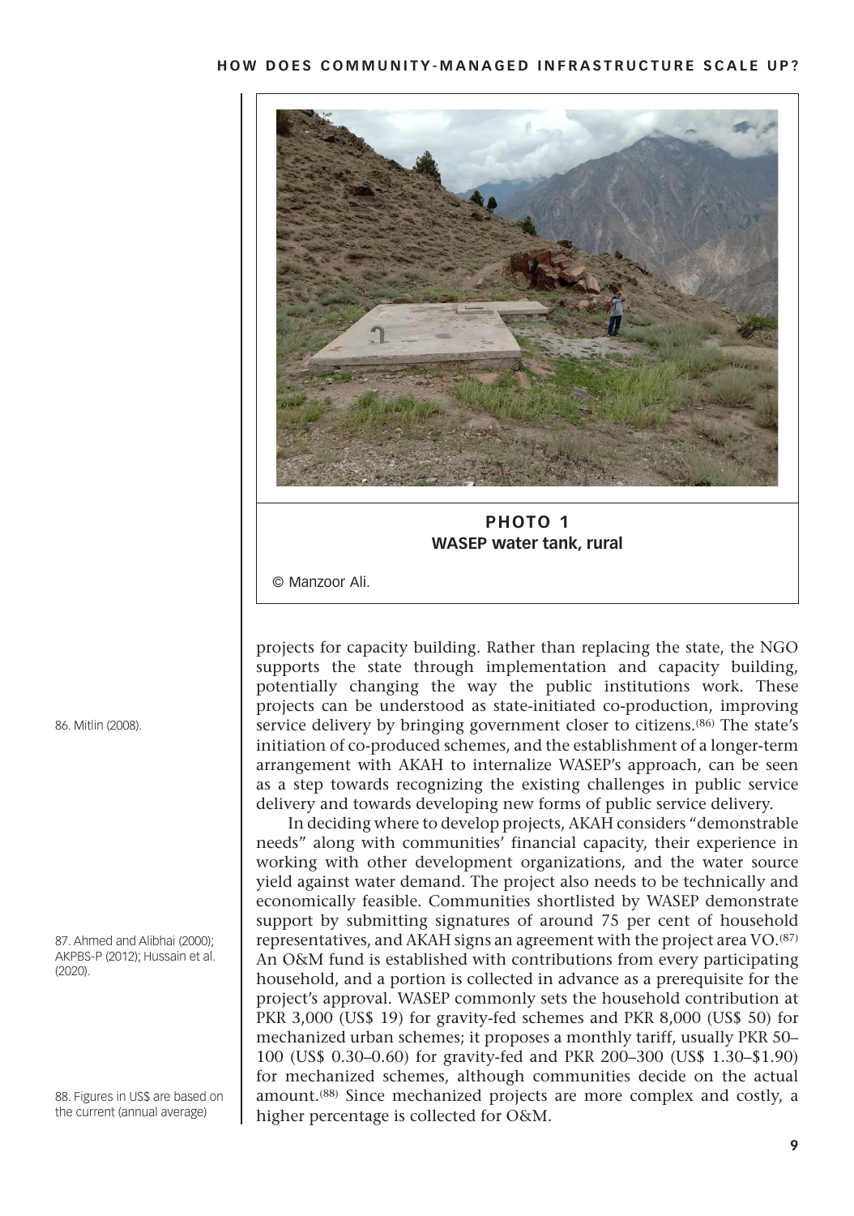**PHOTO 1**
**WASEP water tank, rural**

© Manzoor Ali.

projects for capacity building. Rather than replacing the state, the NGO supports the state through implementation and capacity building, potentially changing the way the public institutions work. These projects can be understood as state-initiated co-production, improving service delivery by bringing government closer to citizens.[86] The state's initiation of co-produced schemes, and the establishment of a longer-term arrangement with AKAH to internalize WASEP's approach, can be seen as a step towards recognizing the existing challenges in public service delivery and towards developing new forms of public service delivery.

In deciding where to develop projects, AKAH considers "demonstrable needs" along with communities' financial capacity, their experience in working with other development organizations, and the water source yield against water demand. The project also needs to be technically and economically feasible. Communities shortlisted by WASEP demonstrate support by submitting signatures of around 75 per cent of household representatives, and AKAH signs an agreement with the project area VO.[87] An O&M fund is established with contributions from every participating household, and a portion is collected in advance as a prerequisite for the project's approval. WASEP commonly sets the household contribution at PKR 3,000 (US$ 19) for gravity-fed schemes and PKR 8,000 (US$ 50) for mechanized urban schemes; it proposes a monthly tariff, usually PKR 50–100 (US$ 0.30–0.60) for gravity-fed and PKR 200–300 (US$ 1.30–$1.90) for mechanized schemes, although communities decide on the actual amount.[88] Since mechanized projects are more complex and costly, a higher percentage is collected for O&M.

86. Mitlin (2008).

87. Ahmed and Alibhai (2000); AKPBS-P (2012); Hussain et al. (2020).

88. Figures in US$ are based on the current (annual average)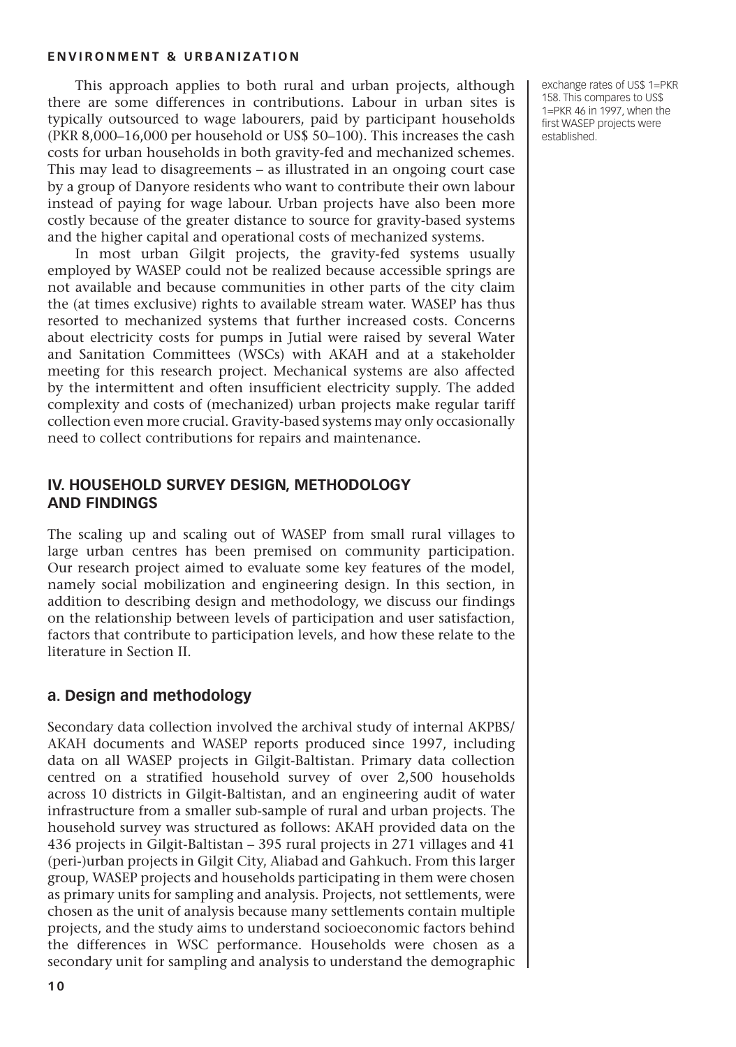This approach applies to both rural and urban projects, although there are some differences in contributions. Labour in urban sites is typically outsourced to wage labourers, paid by participant households (PKR 8,000–16,000 per household or US$ 50–100). This increases the cash costs for urban households in both gravity-fed and mechanized schemes. This may lead to disagreements – as illustrated in an ongoing court case by a group of Danyore residents who want to contribute their own labour instead of paying for wage labour. Urban projects have also been more costly because of the greater distance to source for gravity-based systems and the higher capital and operational costs of mechanized systems.

exchange rates of US$ 1=PKR 158. This compares to US$ 1=PKR 46 in 1997, when the first WASEP projects were established.

In most urban Gilgit projects, the gravity-fed systems usually employed by WASEP could not be realized because accessible springs are not available and because communities in other parts of the city claim the (at times exclusive) rights to available stream water. WASEP has thus resorted to mechanized systems that further increased costs. Concerns about electricity costs for pumps in Jutial were raised by several Water and Sanitation Committees (WSCs) with AKAH and at a stakeholder meeting for this research project. Mechanical systems are also affected by the intermittent and often insufficient electricity supply. The added complexity and costs of (mechanized) urban projects make regular tariff collection even more crucial. Gravity-based systems may only occasionally need to collect contributions for repairs and maintenance.

## IV. HOUSEHOLD SURVEY DESIGN, METHODOLOGY AND FINDINGS

The scaling up and scaling out of WASEP from small rural villages to large urban centres has been premised on community participation. Our research project aimed to evaluate some key features of the model, namely social mobilization and engineering design. In this section, in addition to describing design and methodology, we discuss our findings on the relationship between levels of participation and user satisfaction, factors that contribute to participation levels, and how these relate to the literature in Section II.

### a. Design and methodology

Secondary data collection involved the archival study of internal AKPBS/AKAH documents and WASEP reports produced since 1997, including data on all WASEP projects in Gilgit-Baltistan. Primary data collection centred on a stratified household survey of over 2,500 households across 10 districts in Gilgit-Baltistan, and an engineering audit of water infrastructure from a smaller sub-sample of rural and urban projects. The household survey was structured as follows: AKAH provided data on the 436 projects in Gilgit-Baltistan – 395 rural projects in 271 villages and 41 (peri-)urban projects in Gilgit City, Aliabad and Gahkuch. From this larger group, WASEP projects and households participating in them were chosen as primary units for sampling and analysis. Projects, not settlements, were chosen as the unit of analysis because many settlements contain multiple projects, and the study aims to understand socioeconomic factors behind the differences in WSC performance. Households were chosen as a secondary unit for sampling and analysis to understand the demographic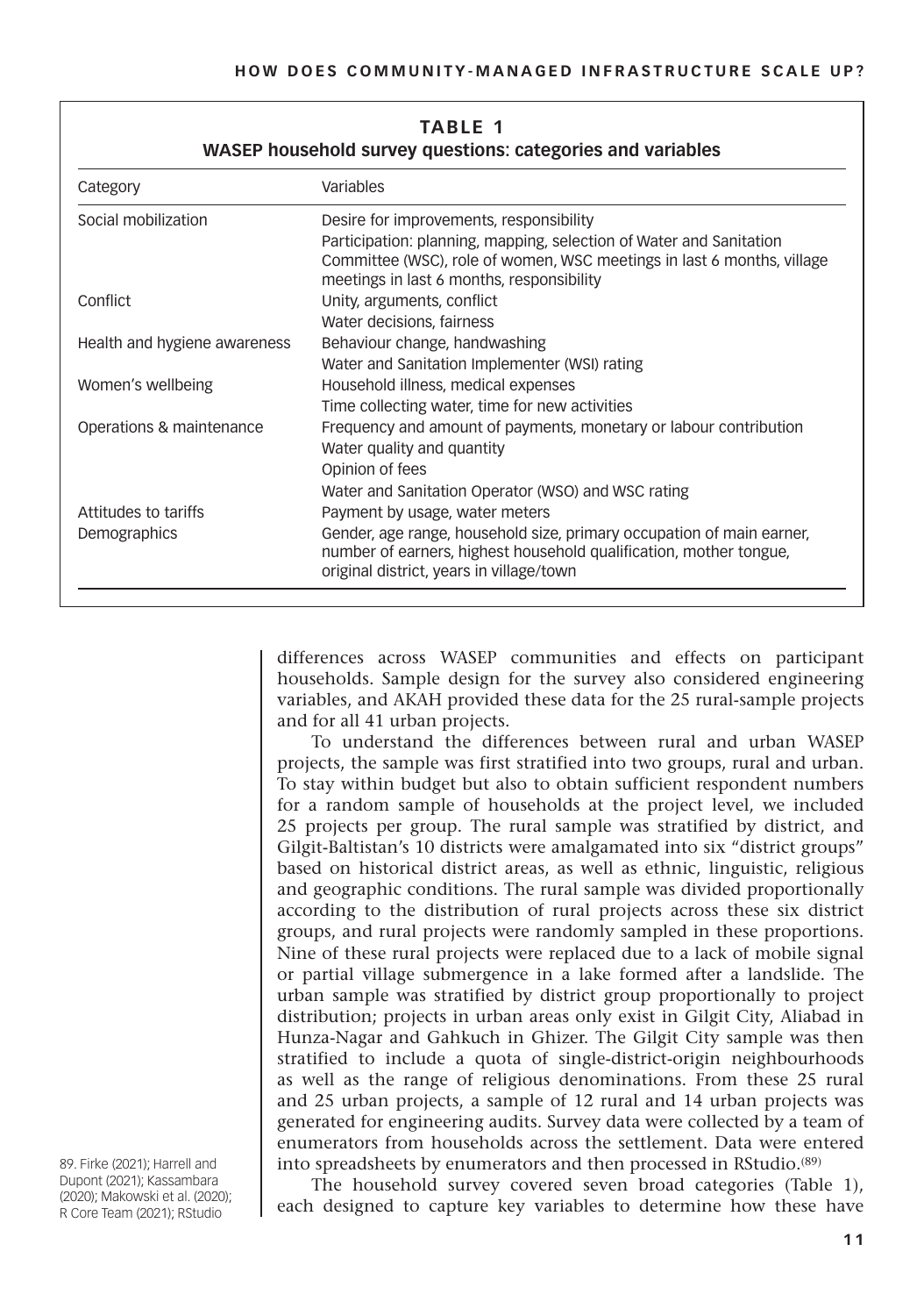**TABLE 1**
**WASEP household survey questions: categories and variables**

| Category | Variables |
|---|---|
| Social mobilization | Desire for improvements, responsibility<br>Participation: planning, mapping, selection of Water and Sanitation Committee (WSC), role of women, WSC meetings in last 6 months, village meetings in last 6 months, responsibility |
| Conflict | Unity, arguments, conflict<br>Water decisions, fairness |
| Health and hygiene awareness | Behaviour change, handwashing<br>Water and Sanitation Implementer (WSI) rating |
| Women's wellbeing | Household illness, medical expenses<br>Time collecting water, time for new activities |
| Operations & maintenance | Frequency and amount of payments, monetary or labour contribution<br>Water quality and quantity<br>Opinion of fees<br>Water and Sanitation Operator (WSO) and WSC rating |
| Attitudes to tariffs | Payment by usage, water meters |
| Demographics | Gender, age range, household size, primary occupation of main earner, number of earners, highest household qualification, mother tongue, original district, years in village/town |

differences across WASEP communities and effects on participant households. Sample design for the survey also considered engineering variables, and AKAH provided these data for the 25 rural-sample projects and for all 41 urban projects.

To understand the differences between rural and urban WASEP projects, the sample was first stratified into two groups, rural and urban. To stay within budget but also to obtain sufficient respondent numbers for a random sample of households at the project level, we included 25 projects per group. The rural sample was stratified by district, and Gilgit-Baltistan's 10 districts were amalgamated into six "district groups" based on historical district areas, as well as ethnic, linguistic, religious and geographic conditions. The rural sample was divided proportionally according to the distribution of rural projects across these six district groups, and rural projects were randomly sampled in these proportions. Nine of these rural projects were replaced due to a lack of mobile signal or partial village submergence in a lake formed after a landslide. The urban sample was stratified by district group proportionally to project distribution; projects in urban areas only exist in Gilgit City, Aliabad in Hunza-Nagar and Gahkuch in Ghizer. The Gilgit City sample was then stratified to include a quota of single-district-origin neighbourhoods as well as the range of religious denominations. From these 25 rural and 25 urban projects, a sample of 12 rural and 14 urban projects was generated for engineering audits. Survey data were collected by a team of enumerators from households across the settlement. Data were entered into spreadsheets by enumerators and then processed in RStudio.[89]

The household survey covered seven broad categories (Table 1), each designed to capture key variables to determine how these have

89. Firke (2021); Harrell and Dupont (2021); Kassambara (2020); Makowski et al. (2020); R Core Team (2021); RStudio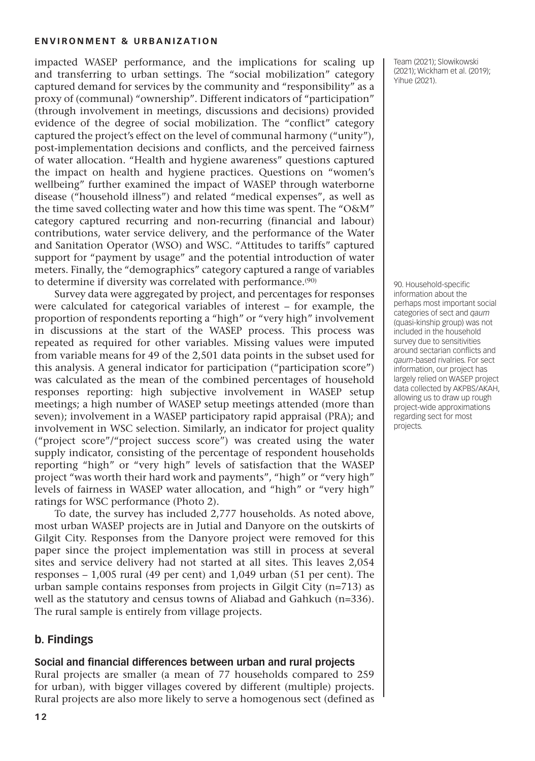impacted WASEP performance, and the implications for scaling up and transferring to urban settings. The "social mobilization" category captured demand for services by the community and "responsibility" as a proxy of (communal) "ownership". Different indicators of "participation" (through involvement in meetings, discussions and decisions) provided evidence of the degree of social mobilization. The "conflict" category captured the project's effect on the level of communal harmony ("unity"), post-implementation decisions and conflicts, and the perceived fairness of water allocation. "Health and hygiene awareness" questions captured the impact on health and hygiene practices. Questions on "women's wellbeing" further examined the impact of WASEP through waterborne disease ("household illness") and related "medical expenses", as well as the time saved collecting water and how this time was spent. The "O&M" category captured recurring and non-recurring (financial and labour) contributions, water service delivery, and the performance of the Water and Sanitation Operator (WSO) and WSC. "Attitudes to tariffs" captured support for "payment by usage" and the potential introduction of water meters. Finally, the "demographics" category captured a range of variables to determine if diversity was correlated with performance.[90]

Team (2021); Slowikowski (2021); Wickham et al. (2019); Yihue (2021).

Survey data were aggregated by project, and percentages for responses were calculated for categorical variables of interest – for example, the proportion of respondents reporting a "high" or "very high" involvement in discussions at the start of the WASEP process. This process was repeated as required for other variables. Missing values were imputed from variable means for 49 of the 2,501 data points in the subset used for this analysis. A general indicator for participation ("participation score") was calculated as the mean of the combined percentages of household responses reporting: high subjective involvement in WASEP setup meetings; a high number of WASEP setup meetings attended (more than seven); involvement in a WASEP participatory rapid appraisal (PRA); and involvement in WSC selection. Similarly, an indicator for project quality ("project score"/"project success score") was created using the water supply indicator, consisting of the percentage of respondent households reporting "high" or "very high" levels of satisfaction that the WASEP project "was worth their hard work and payments", "high" or "very high" levels of fairness in WASEP water allocation, and "high" or "very high" ratings for WSC performance (Photo 2).

To date, the survey has included 2,777 households. As noted above, most urban WASEP projects are in Jutial and Danyore on the outskirts of Gilgit City. Responses from the Danyore project were removed for this paper since the project implementation was still in process at several sites and service delivery had not started at all sites. This leaves 2,054 responses – 1,005 rural (49 per cent) and 1,049 urban (51 per cent). The urban sample contains responses from projects in Gilgit City (n=713) as well as the statutory and census towns of Aliabad and Gahkuch (n=336). The rural sample is entirely from village projects.

90. Household-specific information about the perhaps most important social categories of sect and *qaum* (quasi-kinship group) was not included in the household survey due to sensitivities around sectarian conflicts and *qaum*-based rivalries. For sect information, our project has largely relied on WASEP project data collected by AKPBS/AKAH, allowing us to draw up rough project-wide approximations regarding sect for most projects.

## b. Findings

### Social and financial differences between urban and rural projects

Rural projects are smaller (a mean of 77 households compared to 259 for urban), with bigger villages covered by different (multiple) projects. Rural projects are also more likely to serve a homogenous sect (defined as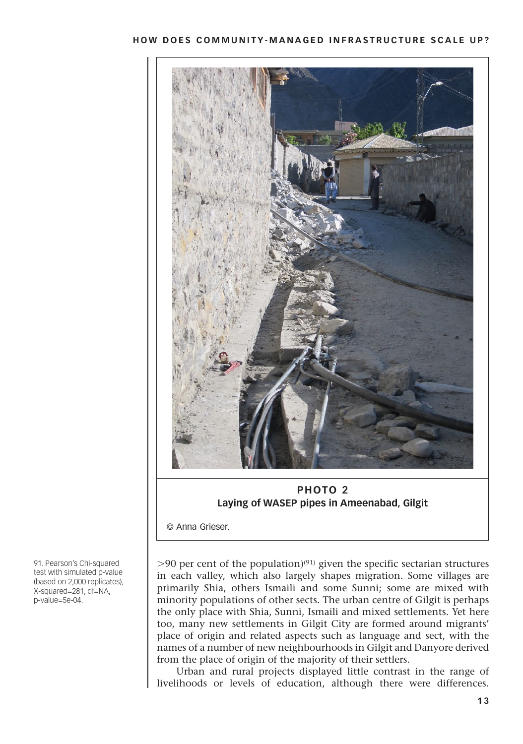**PHOTO 2**
**Laying of WASEP pipes in Ameenabad, Gilgit**

© Anna Grieser.

>90 per cent of the population)[91] given the specific sectarian structures in each valley, which also largely shapes migration. Some villages are primarily Shia, others Ismaili and some Sunni; some are mixed with minority populations of other sects. The urban centre of Gilgit is perhaps the only place with Shia, Sunni, Ismaili and mixed settlements. Yet here too, many new settlements in Gilgit City are formed around migrants' place of origin and related aspects such as language and sect, with the names of a number of new neighbourhoods in Gilgit and Danyore derived from the place of origin of the majority of their settlers.

Urban and rural projects displayed little contrast in the range of livelihoods or levels of education, although there were differences.

91. Pearson's Chi-squared test with simulated p-value (based on 2,000 replicates), X-squared=281, df=NA, p-value=5e-04.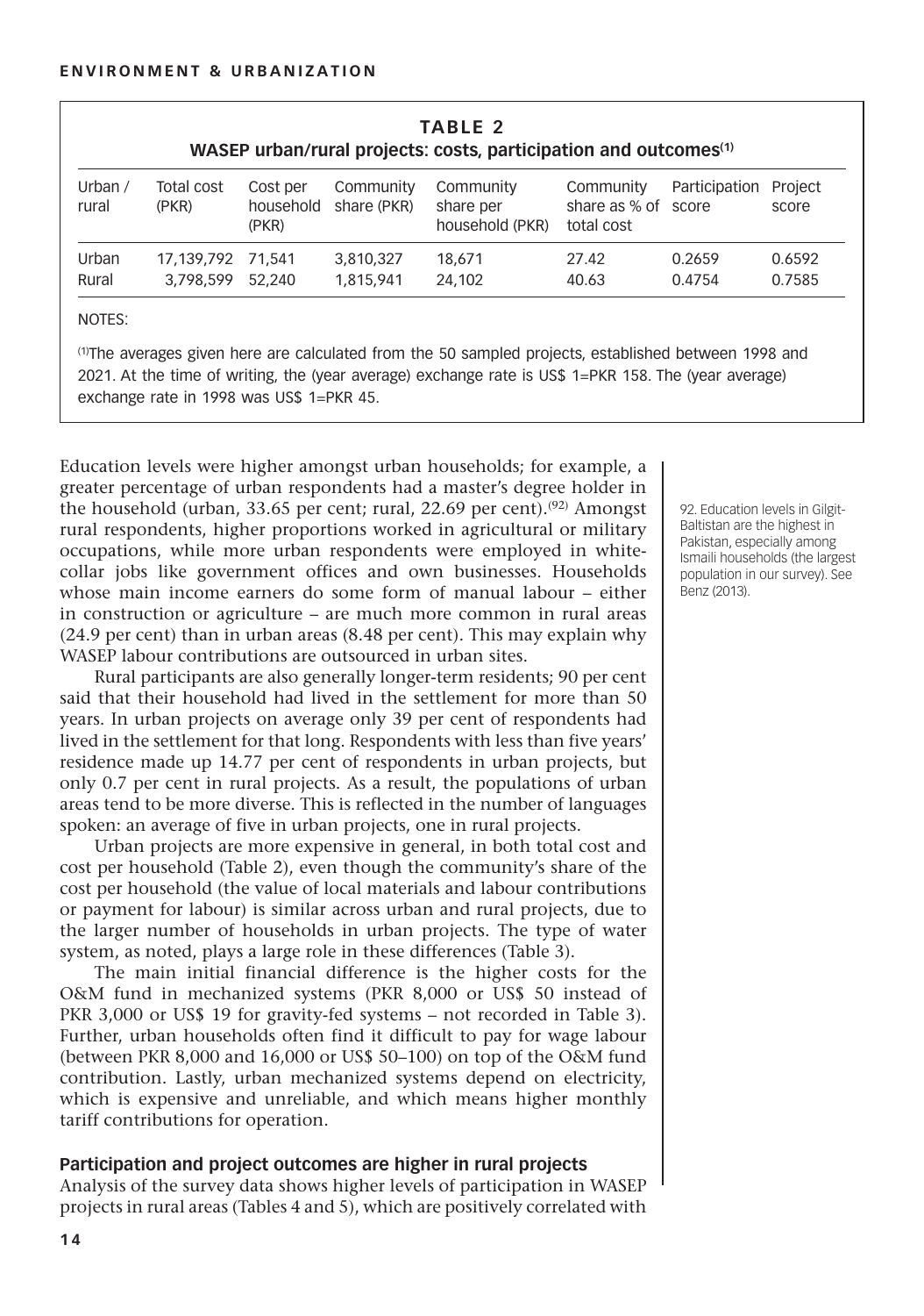**TABLE 2**
**WASEP urban/rural projects: costs, participation and outcomes[1]**

| Urban / rural | Total cost (PKR) | Cost per household (PKR) | Community share (PKR) | Community share per household (PKR) | Community share as % of total cost | Participation score | Project score |
|---|---|---|---|---|---|---|---|
| Urban | 17,139,792 | 71,541 | 3,810,327 | 18,671 | 27.42 | 0.2659 | 0.6592 |
| Rural | 3,798,599 | 52,240 | 1,815,941 | 24,102 | 40.63 | 0.4754 | 0.7585 |

NOTES:

[1]The averages given here are calculated from the 50 sampled projects, established between 1998 and 2021. At the time of writing, the (year average) exchange rate is US$ 1=PKR 158. The (year average) exchange rate in 1998 was US$ 1=PKR 45.

Education levels were higher amongst urban households; for example, a greater percentage of urban respondents had a master's degree holder in the household (urban, 33.65 per cent; rural, 22.69 per cent).[92] Amongst rural respondents, higher proportions worked in agricultural or military occupations, while more urban respondents were employed in white-collar jobs like government offices and own businesses. Households whose main income earners do some form of manual labour – either in construction or agriculture – are much more common in rural areas (24.9 per cent) than in urban areas (8.48 per cent). This may explain why WASEP labour contributions are outsourced in urban sites.

92. Education levels in Gilgit-Baltistan are the highest in Pakistan, especially among Ismaili households (the largest population in our survey). See Benz (2013).

Rural participants are also generally longer-term residents; 90 per cent said that their household had lived in the settlement for more than 50 years. In urban projects on average only 39 per cent of respondents had lived in the settlement for that long. Respondents with less than five years' residence made up 14.77 per cent of respondents in urban projects, but only 0.7 per cent in rural projects. As a result, the populations of urban areas tend to be more diverse. This is reflected in the number of languages spoken: an average of five in urban projects, one in rural projects.

Urban projects are more expensive in general, in both total cost and cost per household (Table 2), even though the community's share of the cost per household (the value of local materials and labour contributions or payment for labour) is similar across urban and rural projects, due to the larger number of households in urban projects. The type of water system, as noted, plays a large role in these differences (Table 3).

The main initial financial difference is the higher costs for the O&M fund in mechanized systems (PKR 8,000 or US$ 50 instead of PKR 3,000 or US$ 19 for gravity-fed systems – not recorded in Table 3). Further, urban households often find it difficult to pay for wage labour (between PKR 8,000 and 16,000 or US$ 50–100) on top of the O&M fund contribution. Lastly, urban mechanized systems depend on electricity, which is expensive and unreliable, and which means higher monthly tariff contributions for operation.

### Participation and project outcomes are higher in rural projects

Analysis of the survey data shows higher levels of participation in WASEP projects in rural areas (Tables 4 and 5), which are positively correlated with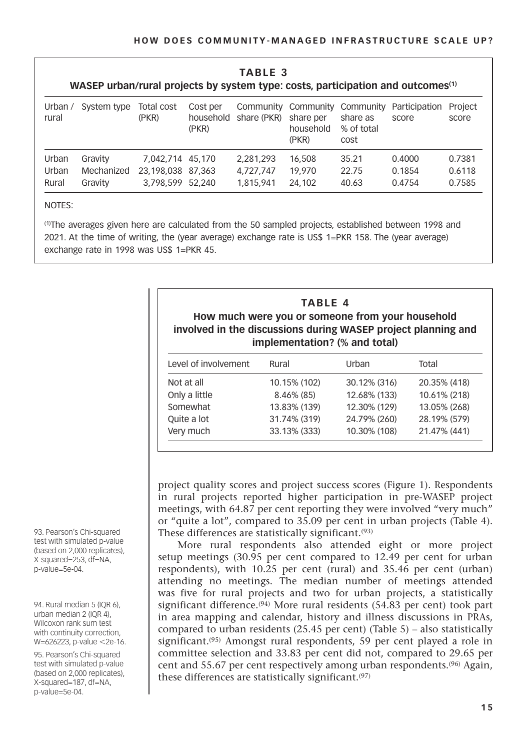**TABLE 3**
**WASEP urban/rural projects by system type: costs, participation and outcomes(1)**

| Urban / rural | System type | Total cost (PKR) | Cost per household (PKR) | Community share (PKR) | Community share per household (PKR) | Community share as % of total cost | Participation score | Project score |
|---|---|---|---|---|---|---|---|---|
| Urban | Gravity | 7,042,714 | 45,170 | 2,281,293 | 16,508 | 35.21 | 0.4000 | 0.7381 |
| Urban | Mechanized | 23,198,038 | 87,363 | 4,727,747 | 19,970 | 22.75 | 0.1854 | 0.6118 |
| Rural | Gravity | 3,798,599 | 52,240 | 1,815,941 | 24,102 | 40.63 | 0.4754 | 0.7585 |

NOTES:

(1)The averages given here are calculated from the 50 sampled projects, established between 1998 and 2021. At the time of writing, the (year average) exchange rate is US$ 1=PKR 158. The (year average) exchange rate in 1998 was US$ 1=PKR 45.

**TABLE 4**
**How much were you or someone from your household involved in the discussions during WASEP project planning and implementation? (% and total)**

| Level of involvement | Rural | Urban | Total |
|---|---|---|---|
| Not at all | 10.15% (102) | 30.12% (316) | 20.35% (418) |
| Only a little | 8.46% (85) | 12.68% (133) | 10.61% (218) |
| Somewhat | 13.83% (139) | 12.30% (129) | 13.05% (268) |
| Quite a lot | 31.74% (319) | 24.79% (260) | 28.19% (579) |
| Very much | 33.13% (333) | 10.30% (108) | 21.47% (441) |

project quality scores and project success scores (Figure 1). Respondents in rural projects reported higher participation in pre-WASEP project meetings, with 64.87 per cent reporting they were involved "very much" or "quite a lot", compared to 35.09 per cent in urban projects (Table 4). These differences are statistically significant.[93]

More rural respondents also attended eight or more project setup meetings (30.95 per cent compared to 12.49 per cent for urban respondents), with 10.25 per cent (rural) and 35.46 per cent (urban) attending no meetings. The median number of meetings attended was five for rural projects and two for urban projects, a statistically significant difference.[94] More rural residents (54.83 per cent) took part in area mapping and calendar, history and illness discussions in PRAs, compared to urban residents (25.45 per cent) (Table 5) – also statistically significant.[95] Amongst rural respondents, 59 per cent played a role in committee selection and 33.83 per cent did not, compared to 29.65 per cent and 55.67 per cent respectively among urban respondents.[96] Again, these differences are statistically significant.[97]

93. Pearson's Chi-squared test with simulated p-value (based on 2,000 replicates), X-squared=253, df=NA, p-value=5e-04.

94. Rural median 5 (IQR 6), urban median 2 (IQR 4), Wilcoxon rank sum test with continuity correction, W=626223, p-value <2e-16.

95. Pearson's Chi-squared test with simulated p-value (based on 2,000 replicates), X-squared=187, df=NA, p-value=5e-04.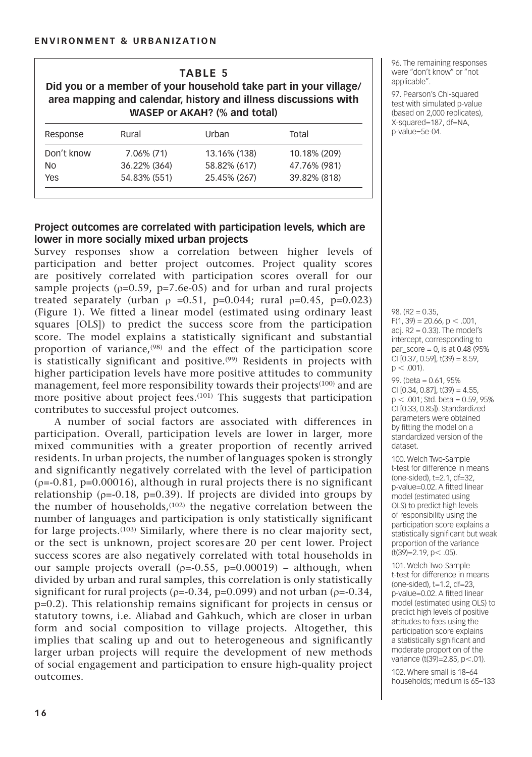**TABLE 5**

**Did you or a member of your household take part in your village/ area mapping and calendar, history and illness discussions with WASEP or AKAH? (% and total)**

| Response | Rural | Urban | Total |
|---|---|---|---|
| Don't know | 7.06% (71) | 13.16% (138) | 10.18% (209) |
| No | 36.22% (364) | 58.82% (617) | 47.76% (981) |
| Yes | 54.83% (551) | 25.45% (267) | 39.82% (818) |

### Project outcomes are correlated with participation levels, which are lower in more socially mixed urban projects

Survey responses show a correlation between higher levels of participation and better project outcomes. Project quality scores are positively correlated with participation scores overall for our sample projects ($\rho$=0.59, p=7.6e-05) and for urban and rural projects treated separately (urban $\rho$ =0.51, p=0.044; rural $\rho$=0.45, p=0.023) (Figure 1). We fitted a linear model (estimated using ordinary least squares [OLS]) to predict the success score from the participation score. The model explains a statistically significant and substantial proportion of variance,[98] and the effect of the participation score is statistically significant and positive.[99] Residents in projects with higher participation levels have more positive attitudes to community management, feel more responsibility towards their projects[100] and are more positive about project fees.[101] This suggests that participation contributes to successful project outcomes.

A number of social factors are associated with differences in participation. Overall, participation levels are lower in larger, more mixed communities with a greater proportion of recently arrived residents. In urban projects, the number of languages spoken is strongly and significantly negatively correlated with the level of participation ($\rho$=-0.81, p=0.00016), although in rural projects there is no significant relationship ($\rho$=-0.18, p=0.39). If projects are divided into groups by the number of households,[102] the negative correlation between the number of languages and participation is only statistically significant for large projects.[103] Similarly, where there is no clear majority sect, or the sect is unknown, project scores are 20 per cent lower. Project success scores are also negatively correlated with total households in our sample projects overall ($\rho$=-0.55, p=0.00019) – although, when divided by urban and rural samples, this correlation is only statistically significant for rural projects ($\rho$=-0.34, p=0.099) and not urban ($\rho$=-0.34, p=0.2). This relationship remains significant for projects in census or statutory towns, i.e. Aliabad and Gahkuch, which are closer in urban form and social composition to village projects. Altogether, this implies that scaling up and out to heterogeneous and significantly larger urban projects will require the development of new methods of social engagement and participation to ensure high-quality project outcomes.

96. The remaining responses were "don't know" or "not applicable".

97. Pearson's Chi-squared test with simulated p-value (based on 2,000 replicates), X-squared=187, df=NA, p-value=5e-04.

98. ($R2$ = 0.35, $F(1, 39)$ = 20.66, $p < .001$, adj. $R2$ = 0.33). The model's intercept, corresponding to par_score = 0, is at 0.48 (95% CI [0.37, 0.59], $t(39)$ = 8.59, $p < .001$).

99. (beta = 0.61, 95% CI [0.34, 0.87], $t(39)$ = 4.55, $p < .001$; Std. beta = 0.59, 95% CI [0.33, 0.85]). Standardized parameters were obtained by fitting the model on a standardized version of the dataset.

100. Welch Two-Sample t-test for difference in means (one-sided), t=2.1, df=32, p-value=0.02. A fitted linear model (estimated using OLS) to predict high levels of responsibility using the participation score explains a statistically significant but weak proportion of the variance ($t(39)$=2.19, $p< .05$).

101. Welch Two-Sample t-test for difference in means (one-sided), t=1.2, df=23, p-value=0.02. A fitted linear model (estimated using OLS) to predict high levels of positive attitudes to fees using the participation score explains a statistically significant and moderate proportion of the variance ($t(39)$=2.85, $p<.01$).

102. Where small is 18–64 households; medium is 65–133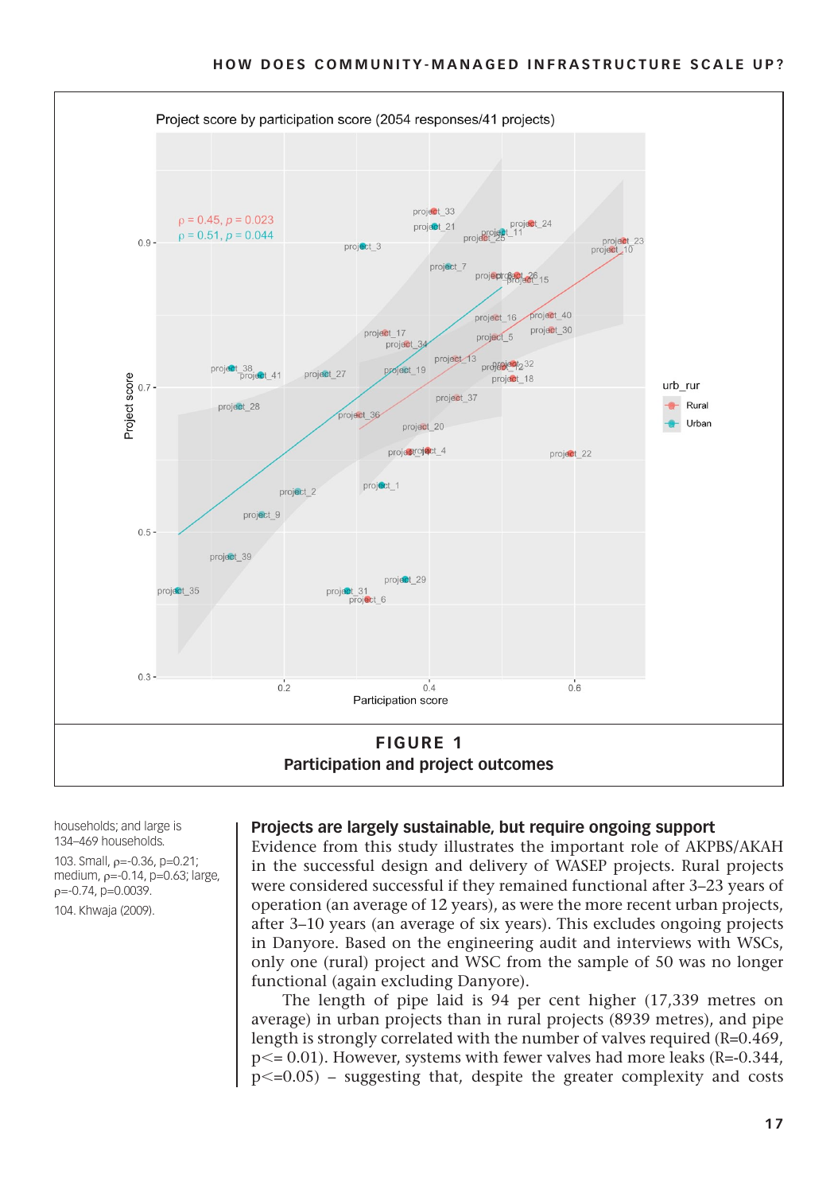Project score by participation score (2054 responses/41 projects)

**FIGURE 1**
**Participation and project outcomes**

households; and large is 134–469 households.

103. Small, $\rho$=-0.36, p=0.21; medium, $\rho$=-0.14, p=0.63; large, $\rho$=-0.74, p=0.0039.

104. Khwaja (2009).

## Projects are largely sustainable, but require ongoing support

Evidence from this study illustrates the important role of AKPBS/AKAH in the successful design and delivery of WASEP projects. Rural projects were considered successful if they remained functional after 3–23 years of operation (an average of 12 years), as were the more recent urban projects, after 3–10 years (an average of six years). This excludes ongoing projects in Danyore. Based on the engineering audit and interviews with WSCs, only one (rural) project and WSC from the sample of 50 was no longer functional (again excluding Danyore).

The length of pipe laid is 94 per cent higher (17,339 metres on average) in urban projects than in rural projects (8939 metres), and pipe length is strongly correlated with the number of valves required (R=0.469, $p<= 0.01$). However, systems with fewer valves had more leaks (R=-0.344, $p<=0.05$) – suggesting that, despite the greater complexity and costs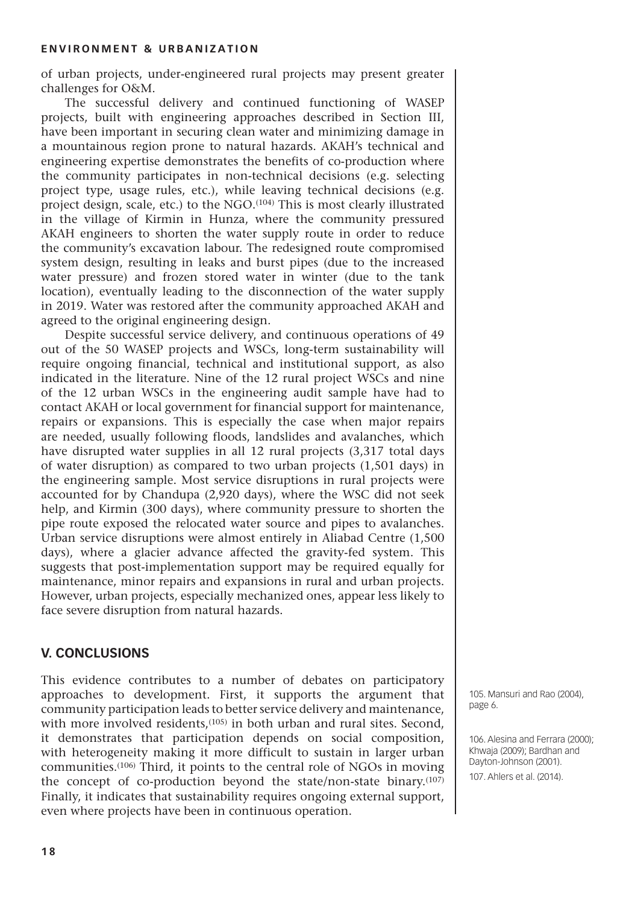of urban projects, under-engineered rural projects may present greater challenges for O&M.

The successful delivery and continued functioning of WASEP projects, built with engineering approaches described in Section III, have been important in securing clean water and minimizing damage in a mountainous region prone to natural hazards. AKAH's technical and engineering expertise demonstrates the benefits of co-production where the community participates in non-technical decisions (e.g. selecting project type, usage rules, etc.), while leaving technical decisions (e.g. project design, scale, etc.) to the NGO.[104] This is most clearly illustrated in the village of Kirmin in Hunza, where the community pressured AKAH engineers to shorten the water supply route in order to reduce the community's excavation labour. The redesigned route compromised system design, resulting in leaks and burst pipes (due to the increased water pressure) and frozen stored water in winter (due to the tank location), eventually leading to the disconnection of the water supply in 2019. Water was restored after the community approached AKAH and agreed to the original engineering design.

Despite successful service delivery, and continuous operations of 49 out of the 50 WASEP projects and WSCs, long-term sustainability will require ongoing financial, technical and institutional support, as also indicated in the literature. Nine of the 12 rural project WSCs and nine of the 12 urban WSCs in the engineering audit sample have had to contact AKAH or local government for financial support for maintenance, repairs or expansions. This is especially the case when major repairs are needed, usually following floods, landslides and avalanches, which have disrupted water supplies in all 12 rural projects (3,317 total days of water disruption) as compared to two urban projects (1,501 days) in the engineering sample. Most service disruptions in rural projects were accounted for by Chandupa (2,920 days), where the WSC did not seek help, and Kirmin (300 days), where community pressure to shorten the pipe route exposed the relocated water source and pipes to avalanches. Urban service disruptions were almost entirely in Aliabad Centre (1,500 days), where a glacier advance affected the gravity-fed system. This suggests that post-implementation support may be required equally for maintenance, minor repairs and expansions in rural and urban projects. However, urban projects, especially mechanized ones, appear less likely to face severe disruption from natural hazards.

## V. CONCLUSIONS

This evidence contributes to a number of debates on participatory approaches to development. First, it supports the argument that community participation leads to better service delivery and maintenance, with more involved residents,[105] in both urban and rural sites. Second, it demonstrates that participation depends on social composition, with heterogeneity making it more difficult to sustain in larger urban communities.[106] Third, it points to the central role of NGOs in moving the concept of co-production beyond the state/non-state binary.[107] Finally, it indicates that sustainability requires ongoing external support, even where projects have been in continuous operation.

105. Mansuri and Rao (2004), page 6.

106. Alesina and Ferrara (2000); Khwaja (2009); Bardhan and Dayton-Johnson (2001).

107. Ahlers et al. (2014).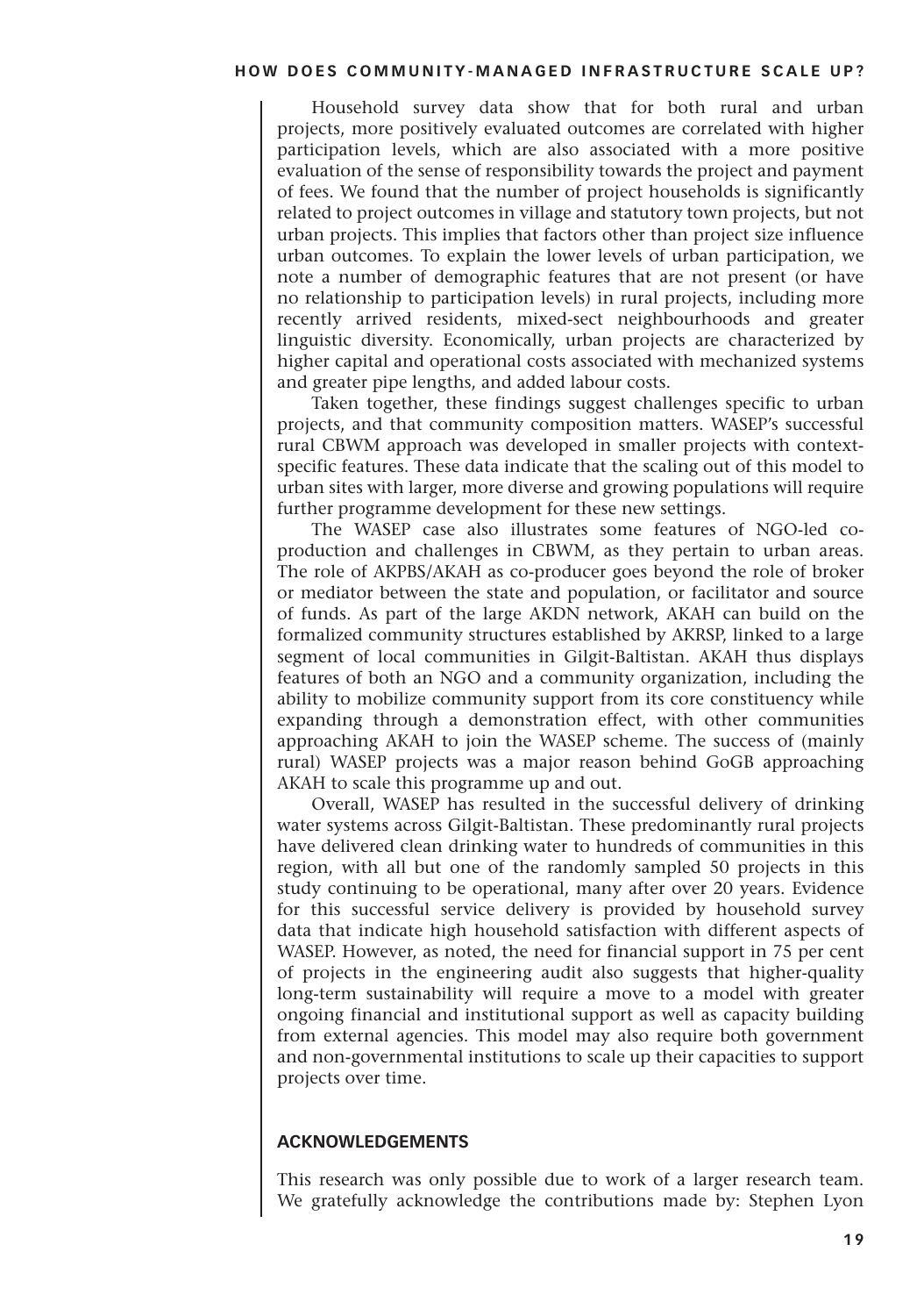Household survey data show that for both rural and urban projects, more positively evaluated outcomes are correlated with higher participation levels, which are also associated with a more positive evaluation of the sense of responsibility towards the project and payment of fees. We found that the number of project households is significantly related to project outcomes in village and statutory town projects, but not urban projects. This implies that factors other than project size influence urban outcomes. To explain the lower levels of urban participation, we note a number of demographic features that are not present (or have no relationship to participation levels) in rural projects, including more recently arrived residents, mixed-sect neighbourhoods and greater linguistic diversity. Economically, urban projects are characterized by higher capital and operational costs associated with mechanized systems and greater pipe lengths, and added labour costs.

Taken together, these findings suggest challenges specific to urban projects, and that community composition matters. WASEP's successful rural CBWM approach was developed in smaller projects with context-specific features. These data indicate that the scaling out of this model to urban sites with larger, more diverse and growing populations will require further programme development for these new settings.

The WASEP case also illustrates some features of NGO-led co-production and challenges in CBWM, as they pertain to urban areas. The role of AKPBS/AKAH as co-producer goes beyond the role of broker or mediator between the state and population, or facilitator and source of funds. As part of the large AKDN network, AKAH can build on the formalized community structures established by AKRSP, linked to a large segment of local communities in Gilgit-Baltistan. AKAH thus displays features of both an NGO and a community organization, including the ability to mobilize community support from its core constituency while expanding through a demonstration effect, with other communities approaching AKAH to join the WASEP scheme. The success of (mainly rural) WASEP projects was a major reason behind GoGB approaching AKAH to scale this programme up and out.

Overall, WASEP has resulted in the successful delivery of drinking water systems across Gilgit-Baltistan. These predominantly rural projects have delivered clean drinking water to hundreds of communities in this region, with all but one of the randomly sampled 50 projects in this study continuing to be operational, many after over 20 years. Evidence for this successful service delivery is provided by household survey data that indicate high household satisfaction with different aspects of WASEP. However, as noted, the need for financial support in 75 per cent of projects in the engineering audit also suggests that higher-quality long-term sustainability will require a move to a model with greater ongoing financial and institutional support as well as capacity building from external agencies. This model may also require both government and non-governmental institutions to scale up their capacities to support projects over time.

## ACKNOWLEDGEMENTS

This research was only possible due to work of a larger research team. We gratefully acknowledge the contributions made by: Stephen Lyon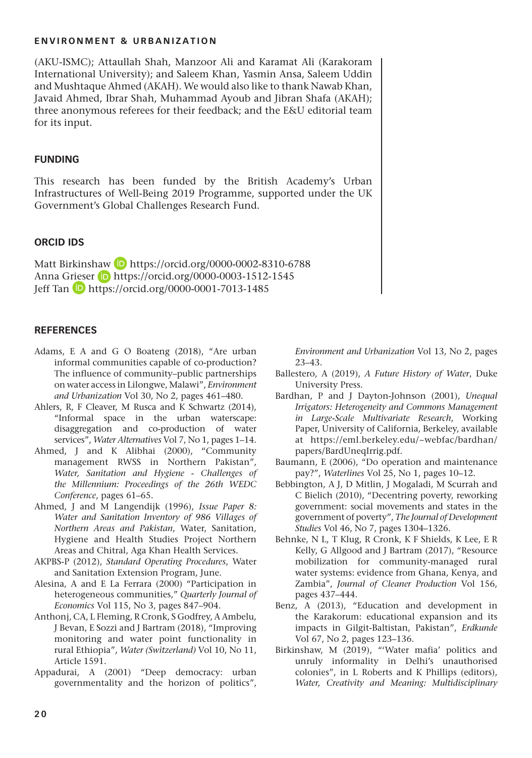(AKU-ISMC); Attaullah Shah, Manzoor Ali and Karamat Ali (Karakoram International University); and Saleem Khan, Yasmin Ansa, Saleem Uddin and Mushtaque Ahmed (AKAH). We would also like to thank Nawab Khan, Javaid Ahmed, Ibrar Shah, Muhammad Ayoub and Jibran Shafa (AKAH); three anonymous referees for their feedback; and the E&U editorial team for its input.

## FUNDING

This research has been funded by the British Academy's Urban Infrastructures of Well-Being 2019 Programme, supported under the UK Government's Global Challenges Research Fund.

## ORCID IDS

Matt Birkinshaw https://orcid.org/0000-0002-8310-6788
Anna Grieser https://orcid.org/0000-0003-1512-1545
Jeff Tan https://orcid.org/0000-0001-7013-1485

## REFERENCES

Adams, E A and G O Boateng (2018), "Are urban informal communities capable of co-production? The influence of community–public partnerships on water access in Lilongwe, Malawi", *Environment and Urbanization* Vol 30, No 2, pages 461–480.

Ahlers, R, F Cleaver, M Rusca and K Schwartz (2014), "Informal space in the urban waterscape: disaggregation and co-production of water services", *Water Alternatives* Vol 7, No 1, pages 1–14.

Ahmed, J and K Alibhai (2000), "Community management RWSS in Northern Pakistan", *Water, Sanitation and Hygiene - Challenges of the Millennium: Proceedings of the 26th WEDC Conference*, pages 61–65.

Ahmed, J and M Langendijk (1996), *Issue Paper 8: Water and Sanitation Inventory of 986 Villages of Northern Areas and Pakistan*, Water, Sanitation, Hygiene and Health Studies Project Northern Areas and Chitral, Aga Khan Health Services.

AKPBS-P (2012), *Standard Operating Procedures*, Water and Sanitation Extension Program, June.

Alesina, A and E La Ferrara (2000) "Participation in heterogeneous communities," *Quarterly Journal of Economics* Vol 115, No 3, pages 847–904.

Anthonj, CA, L Fleming, R Cronk, S Godfrey, A Ambelu, J Bevan, E Sozzi and J Bartram (2018), "Improving monitoring and water point functionality in rural Ethiopia", *Water (Switzerland)* Vol 10, No 11, Article 1591.

Appadurai, A (2001) "Deep democracy: urban governmentality and the horizon of politics", *Environment and Urbanization* Vol 13, No 2, pages 23–43.

Ballestero, A (2019), *A Future History of Water*, Duke University Press.

Bardhan, P and J Dayton-Johnson (2001), *Unequal Irrigators: Heterogeneity and Commons Management in Large-Scale Multivariate Research*, Working Paper, University of California, Berkeley, available at https://eml.berkeley.edu/~webfac/bardhan/papers/BardUneqIrrig.pdf.

Baumann, E (2006), "Do operation and maintenance pay?", *Waterlines* Vol 25, No 1, pages 10–12.

Bebbington, A J, D Mitlin, J Mogaladi, M Scurrah and C Bielich (2010), "Decentring poverty, reworking government: social movements and states in the government of poverty", *The Journal of Development Studies* Vol 46, No 7, pages 1304–1326.

Behnke, N L, T Klug, R Cronk, K F Shields, K Lee, E R Kelly, G Allgood and J Bartram (2017), "Resource mobilization for community-managed rural water systems: evidence from Ghana, Kenya, and Zambia", *Journal of Cleaner Production* Vol 156, pages 437–444.

Benz, A (2013), "Education and development in the Karakorum: educational expansion and its impacts in Gilgit-Baltistan, Pakistan", *Erdkunde* Vol 67, No 2, pages 123–136.

Birkinshaw, M (2019), "'Water mafia' politics and unruly informality in Delhi's unauthorised colonies", in L Roberts and K Phillips (editors), *Water, Creativity and Meaning: Multidisciplinary*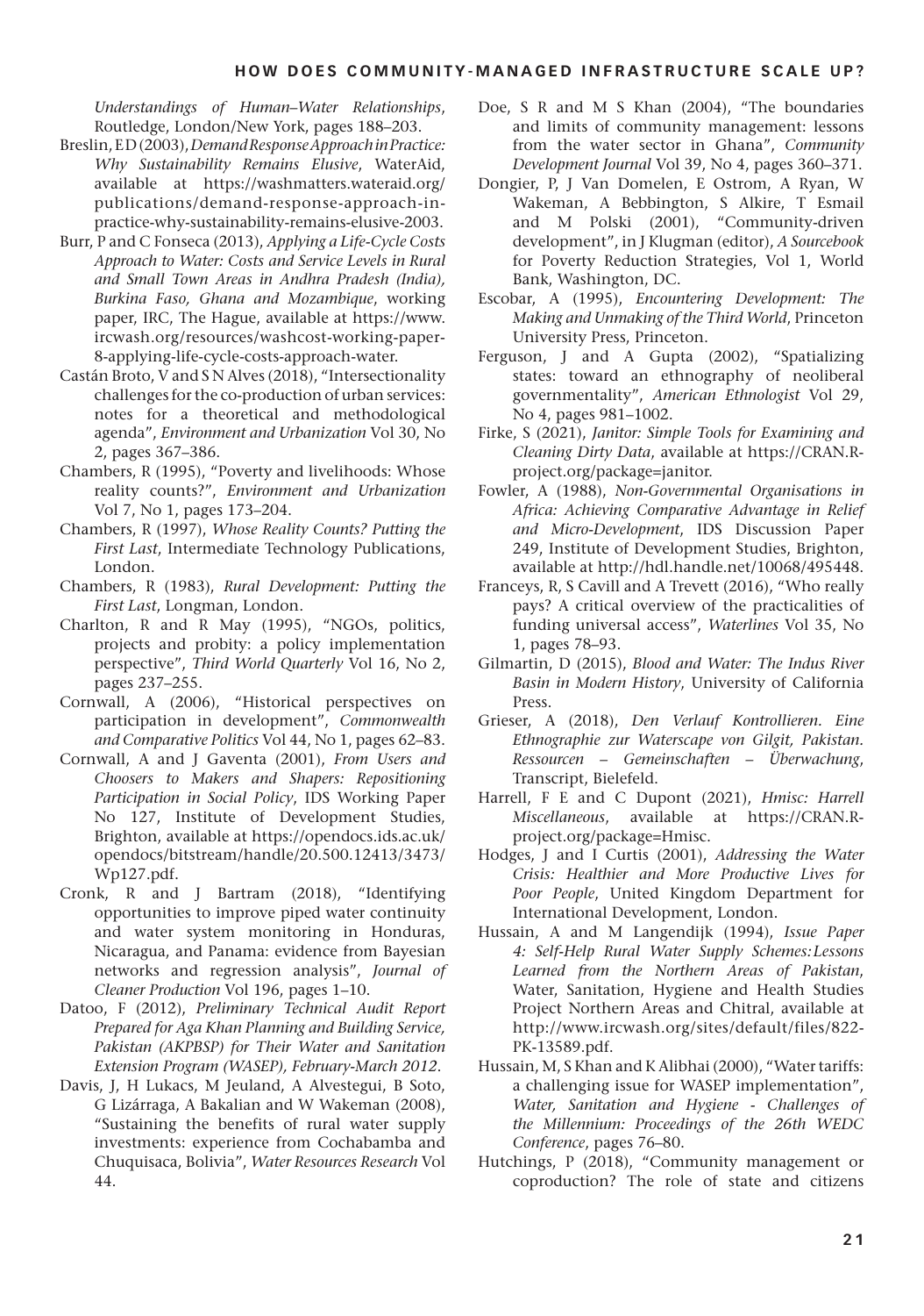*Understandings of Human–Water Relationships*, Routledge, London/New York, pages 188–203.

Breslin, E D (2003), *Demand Response Approach in Practice: Why Sustainability Remains Elusive*, WaterAid, available at https://washmatters.wateraid.org/publications/demand-response-approach-in-practice-why-sustainability-remains-elusive-2003.

Burr, P and C Fonseca (2013), *Applying a Life-Cycle Costs Approach to Water: Costs and Service Levels in Rural and Small Town Areas in Andhra Pradesh (India), Burkina Faso, Ghana and Mozambique*, working paper, IRC, The Hague, available at https://www.ircwash.org/resources/washcost-working-paper-8-applying-life-cycle-costs-approach-water.

Castán Broto, V and S N Alves (2018), "Intersectionality challenges for the co-production of urban services: notes for a theoretical and methodological agenda", *Environment and Urbanization* Vol 30, No 2, pages 367–386.

Chambers, R (1995), "Poverty and livelihoods: Whose reality counts?", *Environment and Urbanization* Vol 7, No 1, pages 173–204.

Chambers, R (1997), *Whose Reality Counts? Putting the First Last*, Intermediate Technology Publications, London.

Chambers, R (1983), *Rural Development: Putting the First Last*, Longman, London.

Charlton, R and R May (1995), "NGOs, politics, projects and probity: a policy implementation perspective", *Third World Quarterly* Vol 16, No 2, pages 237–255.

Cornwall, A (2006), "Historical perspectives on participation in development", *Commonwealth and Comparative Politics* Vol 44, No 1, pages 62–83.

Cornwall, A and J Gaventa (2001), *From Users and Choosers to Makers and Shapers: Repositioning Participation in Social Policy*, IDS Working Paper No 127, Institute of Development Studies, Brighton, available at https://opendocs.ids.ac.uk/opendocs/bitstream/handle/20.500.12413/3473/Wp127.pdf.

Cronk, R and J Bartram (2018), "Identifying opportunities to improve piped water continuity and water system monitoring in Honduras, Nicaragua, and Panama: evidence from Bayesian networks and regression analysis", *Journal of Cleaner Production* Vol 196, pages 1–10.

Datoo, F (2012), *Preliminary Technical Audit Report Prepared for Aga Khan Planning and Building Service, Pakistan (AKPBSP) for Their Water and Sanitation Extension Program (WASEP), February-March 2012*.

Davis, J, H Lukacs, M Jeuland, A Alvestegui, B Soto, G Lizárraga, A Bakalian and W Wakeman (2008), "Sustaining the benefits of rural water supply investments: experience from Cochabamba and Chuquisaca, Bolivia", *Water Resources Research* Vol 44.

Doe, S R and M S Khan (2004), "The boundaries and limits of community management: lessons from the water sector in Ghana", *Community Development Journal* Vol 39, No 4, pages 360–371.

Dongier, P, J Van Domelen, E Ostrom, A Ryan, W Wakeman, A Bebbington, S Alkire, T Esmail and M Polski (2001), "Community-driven development", in J Klugman (editor), *A Sourcebook* for Poverty Reduction Strategies, Vol 1, World Bank, Washington, DC.

Escobar, A (1995), *Encountering Development: The Making and Unmaking of the Third World*, Princeton University Press, Princeton.

Ferguson, J and A Gupta (2002), "Spatializing states: toward an ethnography of neoliberal governmentality", *American Ethnologist* Vol 29, No 4, pages 981–1002.

Firke, S (2021), *Janitor: Simple Tools for Examining and Cleaning Dirty Data*, available at https://CRAN.R-project.org/package=janitor.

Fowler, A (1988), *Non-Governmental Organisations in Africa: Achieving Comparative Advantage in Relief and Micro-Development*, IDS Discussion Paper 249, Institute of Development Studies, Brighton, available at http://hdl.handle.net/10068/495448.

Franceys, R, S Cavill and A Trevett (2016), "Who really pays? A critical overview of the practicalities of funding universal access", *Waterlines* Vol 35, No 1, pages 78–93.

Gilmartin, D (2015), *Blood and Water: The Indus River Basin in Modern History*, University of California Press.

Grieser, A (2018), *Den Verlauf Kontrollieren. Eine Ethnographie zur Waterscape von Gilgit, Pakistan. Ressourcen – Gemeinschaften – Überwachung*, Transcript, Bielefeld.

Harrell, F E and C Dupont (2021), *Hmisc: Harrell Miscellaneous*, available at https://CRAN.R-project.org/package=Hmisc.

Hodges, J and I Curtis (2001), *Addressing the Water Crisis: Healthier and More Productive Lives for Poor People*, United Kingdom Department for International Development, London.

Hussain, A and M Langendijk (1994), *Issue Paper 4: Self-Help Rural Water Supply Schemes: Lessons Learned from the Northern Areas of Pakistan*, Water, Sanitation, Hygiene and Health Studies Project Northern Areas and Chitral, available at http://www.ircwash.org/sites/default/files/822-PK-13589.pdf.

Hussain, M, S Khan and K Alibhai (2000), "Water tariffs: a challenging issue for WASEP implementation", *Water, Sanitation and Hygiene - Challenges of the Millennium: Proceedings of the 26th WEDC Conference*, pages 76–80.

Hutchings, P (2018), "Community management or coproduction? The role of state and citizens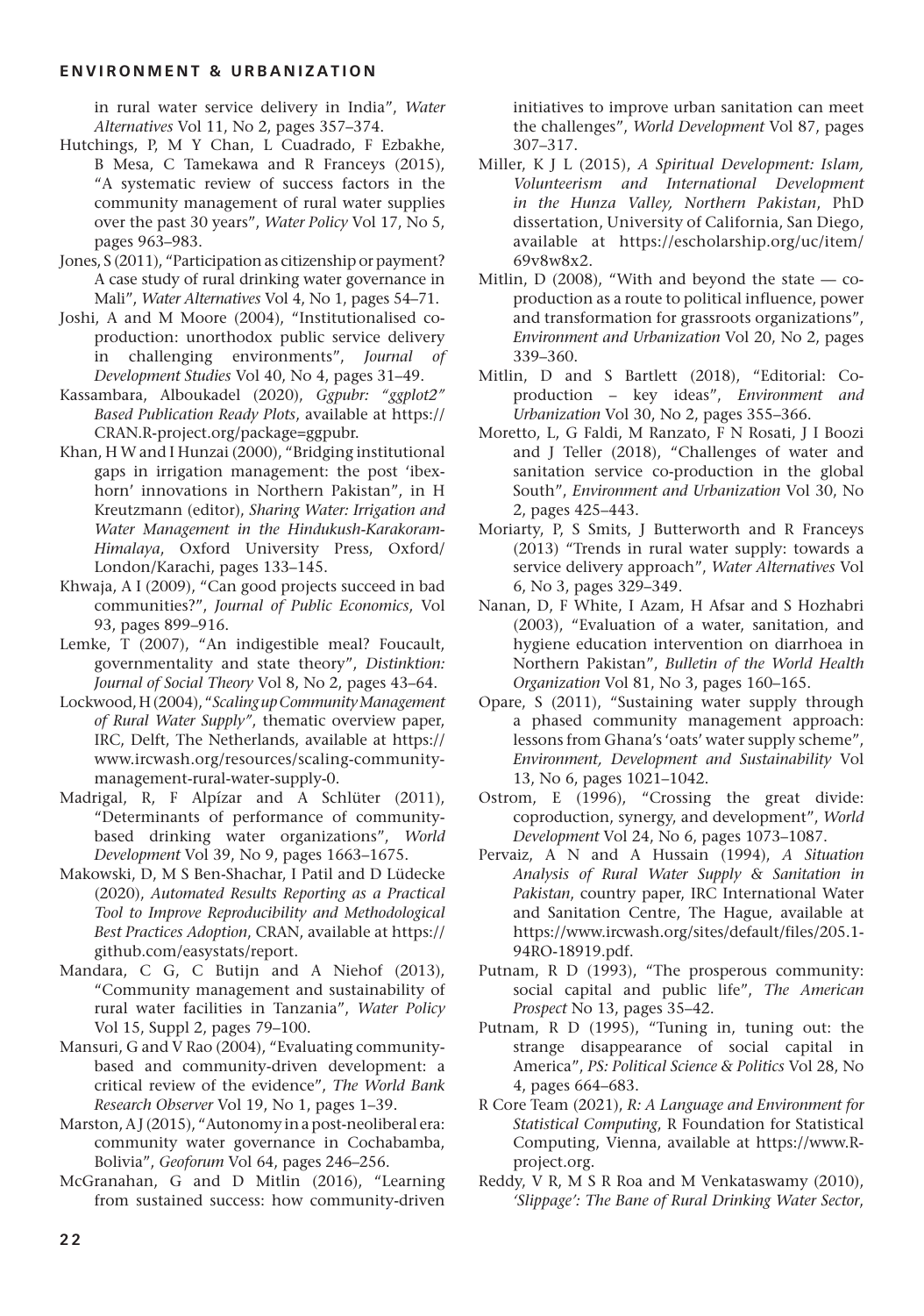in rural water service delivery in India", *Water Alternatives* Vol 11, No 2, pages 357–374.

Hutchings, P, M Y Chan, L Cuadrado, F Ezbakhe, B Mesa, C Tamekawa and R Franceys (2015), "A systematic review of success factors in the community management of rural water supplies over the past 30 years", *Water Policy* Vol 17, No 5, pages 963–983.

Jones, S (2011), "Participation as citizenship or payment? A case study of rural drinking water governance in Mali", *Water Alternatives* Vol 4, No 1, pages 54–71.

Joshi, A and M Moore (2004), "Institutionalised co-production: unorthodox public service delivery in challenging environments", *Journal of Development Studies* Vol 40, No 4, pages 31–49.

Kassambara, Alboukadel (2020), *Ggpubr: "ggplot2" Based Publication Ready Plots*, available at https://CRAN.R-project.org/package=ggpubr.

Khan, H W and I Hunzai (2000), "Bridging institutional gaps in irrigation management: the post 'ibex-horn' innovations in Northern Pakistan", in H Kreutzmann (editor), *Sharing Water: Irrigation and Water Management in the Hindukush-Karakoram-Himalaya*, Oxford University Press, Oxford/London/Karachi, pages 133–145.

Khwaja, A I (2009), "Can good projects succeed in bad communities?", *Journal of Public Economics*, Vol 93, pages 899–916.

Lemke, T (2007), "An indigestible meal? Foucault, governmentality and state theory", *Distinktion: Journal of Social Theory* Vol 8, No 2, pages 43–64.

Lockwood, H (2004), "*Scaling up Community Management of Rural Water Supply"*, thematic overview paper, IRC, Delft, The Netherlands, available at https://www.ircwash.org/resources/scaling-community-management-rural-water-supply-0.

Madrigal, R, F Alpízar and A Schlüter (2011), "Determinants of performance of community-based drinking water organizations", *World Development* Vol 39, No 9, pages 1663–1675.

Makowski, D, M S Ben-Shachar, I Patil and D Lüdecke (2020), *Automated Results Reporting as a Practical Tool to Improve Reproducibility and Methodological Best Practices Adoption*, CRAN, available at https://github.com/easystats/report.

Mandara, C G, C Butijn and A Niehof (2013), "Community management and sustainability of rural water facilities in Tanzania", *Water Policy* Vol 15, Suppl 2, pages 79–100.

Mansuri, G and V Rao (2004), "Evaluating community-based and community-driven development: a critical review of the evidence", *The World Bank Research Observer* Vol 19, No 1, pages 1–39.

Marston, A J (2015), "Autonomy in a post-neoliberal era: community water governance in Cochabamba, Bolivia", *Geoforum* Vol 64, pages 246–256.

McGranahan, G and D Mitlin (2016), "Learning from sustained success: how community-driven initiatives to improve urban sanitation can meet the challenges", *World Development* Vol 87, pages 307–317.

Miller, K J L (2015), *A Spiritual Development: Islam, Volunteerism and International Development in the Hunza Valley, Northern Pakistan*, PhD dissertation, University of California, San Diego, available at https://escholarship.org/uc/item/69v8w8x2.

Mitlin, D (2008), "With and beyond the state — co-production as a route to political influence, power and transformation for grassroots organizations", *Environment and Urbanization* Vol 20, No 2, pages 339–360.

Mitlin, D and S Bartlett (2018), "Editorial: Co-production – key ideas", *Environment and Urbanization* Vol 30, No 2, pages 355–366.

Moretto, L, G Faldi, M Ranzato, F N Rosati, J I Boozi and J Teller (2018), "Challenges of water and sanitation service co-production in the global South", *Environment and Urbanization* Vol 30, No 2, pages 425–443.

Moriarty, P, S Smits, J Butterworth and R Franceys (2013) "Trends in rural water supply: towards a service delivery approach", *Water Alternatives* Vol 6, No 3, pages 329–349.

Nanan, D, F White, I Azam, H Afsar and S Hozhabri (2003), "Evaluation of a water, sanitation, and hygiene education intervention on diarrhoea in Northern Pakistan", *Bulletin of the World Health Organization* Vol 81, No 3, pages 160–165.

Opare, S (2011), "Sustaining water supply through a phased community management approach: lessons from Ghana's 'oats' water supply scheme", *Environment, Development and Sustainability* Vol 13, No 6, pages 1021–1042.

Ostrom, E (1996), "Crossing the great divide: coproduction, synergy, and development", *World Development* Vol 24, No 6, pages 1073–1087.

Pervaiz, A N and A Hussain (1994), *A Situation Analysis of Rural Water Supply & Sanitation in Pakistan*, country paper, IRC International Water and Sanitation Centre, The Hague, available at https://www.ircwash.org/sites/default/files/205.1-94RO-18919.pdf.

Putnam, R D (1993), "The prosperous community: social capital and public life", *The American Prospect* No 13, pages 35–42.

Putnam, R D (1995), "Tuning in, tuning out: the strange disappearance of social capital in America", *PS: Political Science & Politics* Vol 28, No 4, pages 664–683.

R Core Team (2021), *R: A Language and Environment for Statistical Computing*, R Foundation for Statistical Computing, Vienna, available at https://www.R-project.org.

Reddy, V R, M S R Roa and M Venkataswamy (2010), *'Slippage': The Bane of Rural Drinking Water Sector*,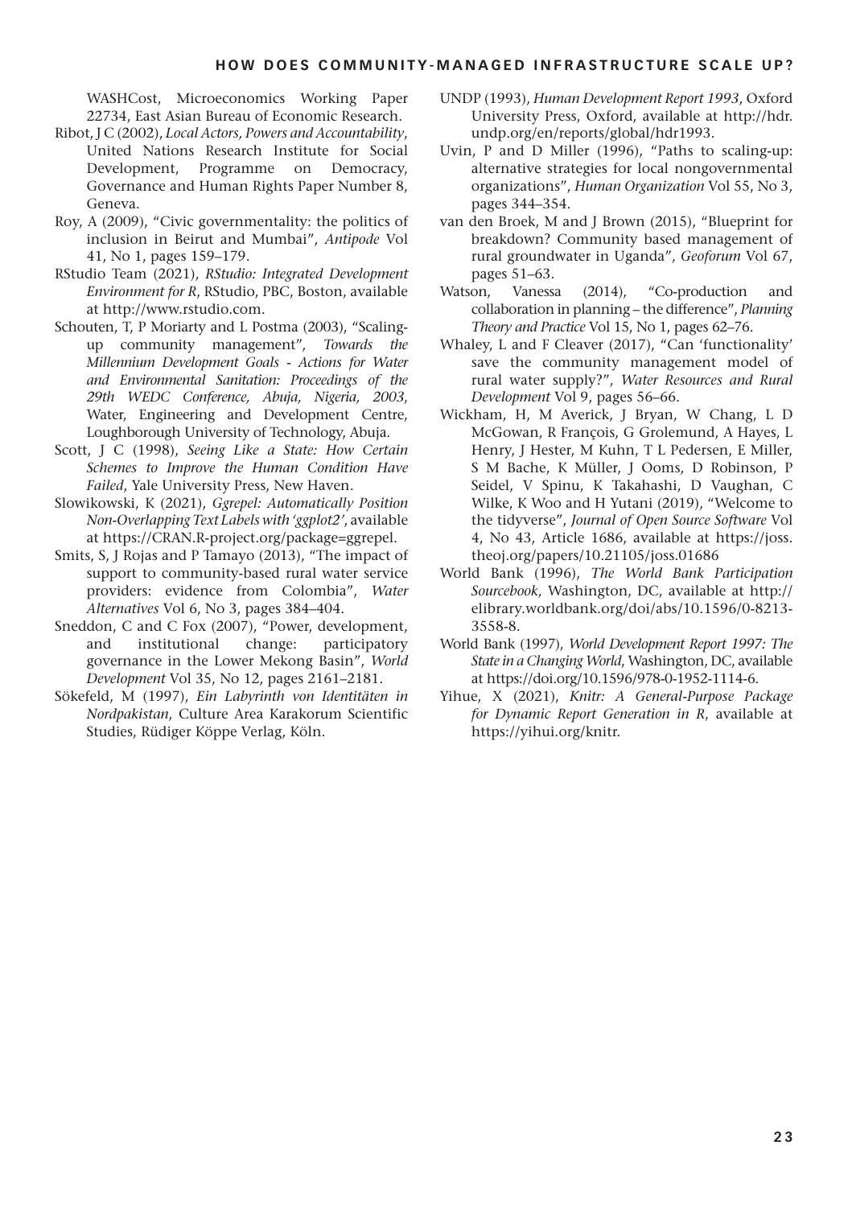WASHCost, Microeconomics Working Paper 22734, East Asian Bureau of Economic Research.

Ribot, J C (2002), *Local Actors, Powers and Accountability*, United Nations Research Institute for Social Development, Programme on Democracy, Governance and Human Rights Paper Number 8, Geneva.

Roy, A (2009), "Civic governmentality: the politics of inclusion in Beirut and Mumbai", *Antipode* Vol 41, No 1, pages 159–179.

RStudio Team (2021), *RStudio: Integrated Development Environment for R*, RStudio, PBC, Boston, available at http://www.rstudio.com.

Schouten, T, P Moriarty and L Postma (2003), "Scaling-up community management", *Towards the Millennium Development Goals - Actions for Water and Environmental Sanitation: Proceedings of the 29th WEDC Conference, Abuja, Nigeria, 2003*, Water, Engineering and Development Centre, Loughborough University of Technology, Abuja.

Scott, J C (1998), *Seeing Like a State: How Certain Schemes to Improve the Human Condition Have Failed*, Yale University Press, New Haven.

Slowikowski, K (2021), *Ggrepel: Automatically Position Non-Overlapping Text Labels with 'ggplot2'*, available at https://CRAN.R-project.org/package=ggrepel.

Smits, S, J Rojas and P Tamayo (2013), "The impact of support to community-based rural water service providers: evidence from Colombia", *Water Alternatives* Vol 6, No 3, pages 384–404.

Sneddon, C and C Fox (2007), "Power, development, and institutional change: participatory governance in the Lower Mekong Basin", *World Development* Vol 35, No 12, pages 2161–2181.

Sökefeld, M (1997), *Ein Labyrinth von Identitäten in Nordpakistan*, Culture Area Karakorum Scientific Studies, Rüdiger Köppe Verlag, Köln.

UNDP (1993), *Human Development Report 1993*, Oxford University Press, Oxford, available at http://hdr.undp.org/en/reports/global/hdr1993.

Uvin, P and D Miller (1996), "Paths to scaling-up: alternative strategies for local nongovernmental organizations", *Human Organization* Vol 55, No 3, pages 344–354.

van den Broek, M and J Brown (2015), "Blueprint for breakdown? Community based management of rural groundwater in Uganda", *Geoforum* Vol 67, pages 51–63.

Watson, Vanessa (2014), "Co-production and collaboration in planning – the difference", *Planning Theory and Practice* Vol 15, No 1, pages 62–76.

Whaley, L and F Cleaver (2017), "Can 'functionality' save the community management model of rural water supply?", *Water Resources and Rural Development* Vol 9, pages 56–66.

Wickham, H, M Averick, J Bryan, W Chang, L D McGowan, R François, G Grolemund, A Hayes, L Henry, J Hester, M Kuhn, T L Pedersen, E Miller, S M Bache, K Müller, J Ooms, D Robinson, P Seidel, V Spinu, K Takahashi, D Vaughan, C Wilke, K Woo and H Yutani (2019), "Welcome to the tidyverse", *Journal of Open Source Software* Vol 4, No 43, Article 1686, available at https://joss.theoj.org/papers/10.21105/joss.01686

World Bank (1996), *The World Bank Participation Sourcebook*, Washington, DC, available at http://elibrary.worldbank.org/doi/abs/10.1596/0-8213-3558-8.

World Bank (1997), *World Development Report 1997: The State in a Changing World*, Washington, DC, available at https://doi.org/10.1596/978-0-1952-1114-6.

Yihue, X (2021), *Knitr: A General-Purpose Package for Dynamic Report Generation in R*, available at https://yihui.org/knitr.